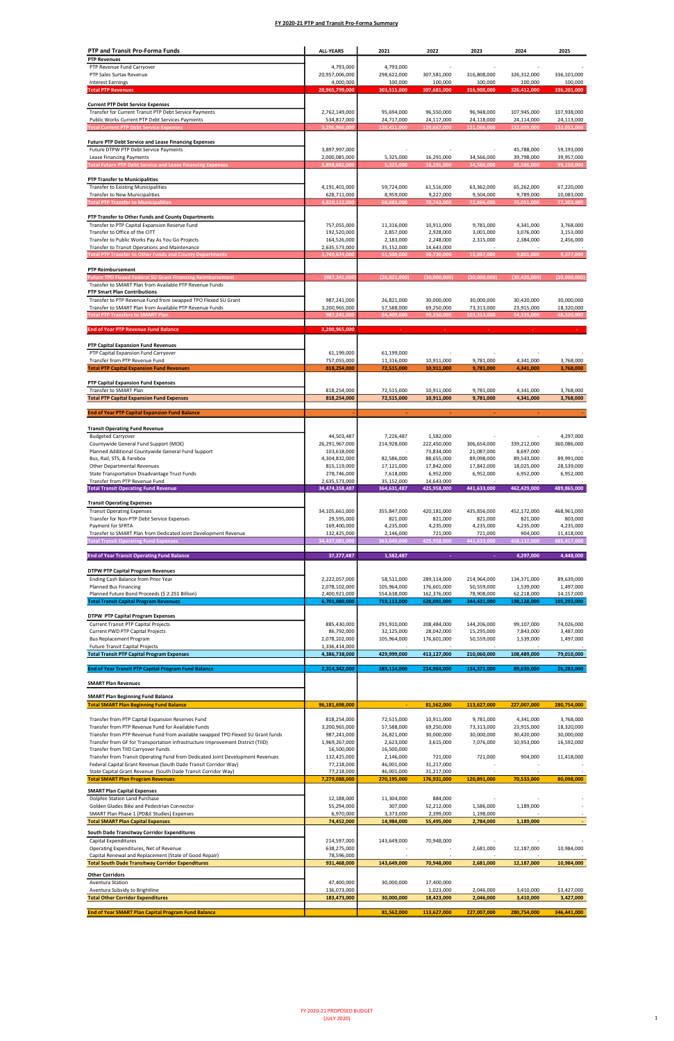# FY 2020-21 PTP and Transit Pro-Forma Summary

| PTP and Transit Pro-Forma Funds | ALL-YEARS | 2021 | 2022 | 2023 | 2024 | 2025 |
|---|---|---|---|---|---|---|
| **PTP Revenues** | | | | | | |
| PTP Revenue Fund Carryover | 4,793,000 | 4,793,000 | - | - | - | - |
| PTP Sales Surtax Revenue | 20,957,006,000 | 298,622,000 | 307,581,000 | 316,808,000 | 326,312,000 | 336,101,000 |
| Interest Earnings | 4,000,000 | 100,000 | 100,000 | 100,000 | 100,000 | 100,000 |
| **Total PTP Revenues** | 20,965,799,000 | 303,515,000 | 307,681,000 | 316,908,000 | 326,412,000 | 336,201,000 |
| | | | | | | |
| **Current PTP Debt Service Expenses** | | | | | | |
| Transfer for Current Transit PTP Debt Service Payments | 2,762,149,000 | 95,694,000 | 96,550,000 | 96,948,000 | 107,945,000 | 107,938,000 |
| Public Works Current PTP Debt Services Payments | 534,817,000 | 24,717,000 | 24,117,000 | 24,118,000 | 24,114,000 | 24,113,000 |
| **Total Current PTP Debt Service Expenses** | 3,296,966,000 | 120,411,000 | 120,667,000 | 121,066,000 | 132,059,000 | 132,051,000 |
| | | | | | | |
| **Future PTP Debt Service and Lease Financing Expenses** | | | | | | |
| Future DTPW PTP Debt Service Payments | 3,897,997,000 | - | - | - | 45,788,000 | 59,193,000 |
| Lease Financing Payments | 2,000,085,000 | 5,325,000 | 16,291,000 | 34,566,000 | 39,798,000 | 39,957,000 |
| **Total Future PTP Debt Service and Lease Financing Expenses** | 5,898,082,000 | 5,325,000 | 16,291,000 | 34,566,000 | 85,586,000 | 99,150,000 |
| | | | | | | |
| **PTP Transfer to Municipalities** | | | | | | |
| Transfer to Existing Municipalities | 4,191,401,000 | 59,724,000 | 61,516,000 | 63,362,000 | 65,262,000 | 67,220,000 |
| Transfer to New Municipalities | 628,711,000 | 8,959,000 | 9,227,000 | 9,504,000 | 9,789,000 | 10,083,000 |
| **Total PTP Transfer to Municipalities** | 4,820,112,000 | 68,683,000 | 70,743,000 | 72,866,000 | 75,051,000 | 77,303,000 |
| | | | | | | |
| **PTP Transfer to Other Funds and County Departments** | | | | | | |
| Transfer to PTP Capital Expansion Reserve Fund | 757,055,000 | 11,316,000 | 10,911,000 | 9,781,000 | 4,341,000 | 3,768,000 |
| Transfer to Office of the CITT | 192,520,000 | 2,857,000 | 2,928,000 | 3,001,000 | 3,076,000 | 3,153,000 |
| Transfer to Public Works Pay As You Go Projects | 164,526,000 | 2,183,000 | 2,248,000 | 2,315,000 | 2,384,000 | 2,456,000 |
| Transfer to Transit Operations and Maintenance | 2,635,573,000 | 35,152,000 | 14,643,000 | - | - | - |
| **Total PTP Transfer to Other Funds and County Departments** | 3,749,674,000 | 51,508,000 | 30,730,000 | 15,097,000 | 9,801,000 | 9,377,000 |
| | | | | | | |
| **PTP Reimbursement** | | | | | | |
| Future TPO Flexed Federal SU Grant Financing Reimbursement | (987,241,000) | (26,821,000) | (30,000,000) | (30,000,000) | (30,420,000) | (30,000,000) |
| Transfer to SMART Plan from Available PTP Revenue Funds | | | | | | |
| **PTP Smart Plan Contributions** | | | | | | |
| Transfer to PTP Revenue Fund from swapped TPO Flexed SU Grant | 987,241,000 | 26,821,000 | 30,000,000 | 30,000,000 | 30,420,000 | 30,000,000 |
| Transfer to SMART Plan from Available PTP Revenue Funds | 3,200,965,000 | 57,588,000 | 69,250,000 | 73,313,000 | 23,915,000 | 18,320,000 |
| **Total PTP Transfers to SMART Plan** | 987,241,000 | 84,409,000 | 99,250,000 | 103,313,000 | 54,335,000 | 48,320,000 |
| | | | | | | |
| **End of Year PTP Revenue Fund Balance** | 3,200,965,000 | - | - | - | - | - |
| | | | | | | |
| **PTP Capital Expansion Fund Revenues** | | | | | | |
| PTP Capital Expansion Fund Carryover | 61,199,000 | 61,199,000 | - | - | - | - |
| Transfer from PTP Revenue Fund | 757,055,000 | 11,316,000 | 10,911,000 | 9,781,000 | 4,341,000 | 3,768,000 |
| **Total PTP Capital Expansion Fund Revenues** | 818,254,000 | 72,515,000 | 10,911,000 | 9,781,000 | 4,341,000 | 3,768,000 |
| | | | | | | |
| **PTP Capital Expansion Fund Expenses** | | | | | | |
| Transfer to SMART Plan | 818,254,000 | 72,515,000 | 10,911,000 | 9,781,000 | 4,341,000 | 3,768,000 |
| **Total PTP Capital Expansion Fund Expenses** | 818,254,000 | 72,515,000 | 10,911,000 | 9,781,000 | 4,341,000 | 3,768,000 |
| | | | | | | |
| **End of Year PTP Capital Expansion Fund Balance** | - | - | - | - | - | - |
| | | | | | | |
| **Transit Operating Fund Revenue** | | | | | | |
| Budgeted Carryover | 44,503,487 | 7,226,487 | 1,582,000 | - | - | 4,297,000 |
| Countywide General Fund Support (MOE) | 26,291,967,000 | 214,928,000 | 222,450,000 | 306,654,000 | 339,212,000 | 360,086,000 |
| Planned Additional Countywide General Fund Support | 103,618,000 | - | 73,834,000 | 21,087,000 | 8,697,000 | - |
| Bus, Rail, STS, & Farebox | 4,304,832,000 | 82,586,000 | 88,655,000 | 89,098,000 | 89,543,000 | 89,991,000 |
| Other Departmental Revenues | 815,119,000 | 17,121,000 | 17,842,000 | 17,842,000 | 18,025,000 | 28,539,000 |
| State Transportation Disadvantage Trust Funds | 278,746,000 | 7,618,000 | 6,952,000 | 6,952,000 | 6,952,000 | 6,952,000 |
| Transfer from PTP Revenue Fund | 2,635,573,000 | 35,152,000 | 14,643,000 | - | - | - |
| **Total Transit Operating Fund Revenue** | 34,474,358,487 | 364,631,487 | 425,958,000 | 441,633,000 | 462,429,000 | 489,865,000 |
| | | | | | | |
| **Transit Operating Expenses** | | | | | | |
| Transit Operating Expenses | 34,105,661,000 | 355,847,000 | 420,181,000 | 435,856,000 | 452,172,000 | 468,961,000 |
| Transfer for Non-PTP Debt Service Expenses | 29,595,000 | 821,000 | 821,000 | 821,000 | 821,000 | 803,000 |
| Payment for SFRTA | 169,400,000 | 4,235,000 | 4,235,000 | 4,235,000 | 4,235,000 | 4,235,000 |
| Transfer to SMART Plan from Dedicated Joint Development Revenue | 132,425,000 | 2,146,000 | 721,000 | 721,000 | 904,000 | 11,418,000 |
| **Total Transit Operating Fund Expenses** | 34,437,081,000 | 363,049,000 | 425,958,000 | 441,633,000 | 458,132,000 | 485,417,000 |
| | | | | | | |
| **End of Year Transit Operating Fund Balance** | 37,277,487 | 1,582,487 | - | - | 4,297,000 | 4,448,000 |
| | | | | | | |
| **DTPW PTP Capital Program Revenues** | | | | | | |
| Ending Cash Balance from Prior Year | 2,222,057,000 | 58,511,000 | 289,114,000 | 214,964,000 | 134,371,000 | 89,639,000 |
| Planned Bus Financing | 2,078,102,000 | 105,964,000 | 176,601,000 | 50,559,000 | 1,539,000 | 1,497,000 |
| Planned Future Bond Proceeds ($ 2.251 Billion) | 2,400,921,000 | 554,638,000 | 162,376,000 | 78,908,000 | 62,218,000 | 14,157,000 |
| **Total Transit Capital Program Revenues** | 6,701,080,000 | 719,113,000 | 628,091,000 | 344,431,000 | 198,128,000 | 105,293,000 |
| | | | | | | |
| **DTPW PTP Capital Program Expenses** | | | | | | |
| Current Transit PTP Capital Projects | 885,430,000 | 291,910,000 | 208,484,000 | 144,206,000 | 99,107,000 | 74,026,000 |
| Current PWD PTP Capital Projects | 86,792,000 | 32,125,000 | 28,042,000 | 15,295,000 | 7,843,000 | 3,487,000 |
| Bus Replacement Program | 2,078,102,000 | 105,964,000 | 176,601,000 | 50,559,000 | 1,539,000 | 1,497,000 |
| Future Transit Capital Projects | 1,336,414,000 | - | - | - | - | - |
| **Total Transit PTP Capital Program Expenses** | 4,386,738,000 | 429,999,000 | 413,127,000 | 210,060,000 | 108,489,000 | 79,010,000 |
| | | | | | | |
| **End of Year Transit PTP Capital Program Fund Balance** | 2,314,342,000 | 289,114,000 | 214,964,000 | 134,371,000 | 89,639,000 | 26,283,000 |
| | | | | | | |
| **SMART Plan Revenues** | | | | | | |
| | | | | | | |
| **SMART Plan Beginning Fund Balance** | | | | | | |
| **Total SMART Plan Beginning Fund Balance** | 96,181,698,000 | - | 81,562,000 | 113,627,000 | 227,007,000 | 280,754,000 |
| | | | | | | |
| Transfer from PTP Capital Expansion Reserves Fund | 818,254,000 | 72,515,000 | 10,911,000 | 9,781,000 | 4,341,000 | 3,768,000 |
| Transfer from PTP Revenue Fund for Available Funds | 3,200,965,000 | 57,588,000 | 69,250,000 | 73,313,000 | 23,915,000 | 18,320,000 |
| Transfer from PTP Revenue Fund from available swapped TPO Flexed SU Grant Funds | 987,241,000 | 26,821,000 | 30,000,000 | 30,000,000 | 30,420,000 | 30,000,000 |
| Transfer from GF for Transportation Infrastructure Improvement District (TIID) | 1,969,267,000 | 2,623,000 | 3,615,000 | 7,076,000 | 10,953,000 | 16,592,000 |
| Transfer from TIID Carryover Funds | 16,500,000 | 16,500,000 | | | | |
| Transfer from Transit Operating Fund from Dedicated Joint Development Revenues | 132,425,000 | 2,146,000 | 721,000 | 721,000 | 904,000 | 11,418,000 |
| Federal Capital Grant Revenue (South Dade Transit Corridor Way) | 77,218,000 | 46,001,000 | 31,217,000 | - | - | - |
| State Capital Grant Revenue (South Dade Transit Corridor Way) | 77,218,000 | 46,001,000 | 31,217,000 | - | - | - |
| **Total SMART Plan Program Revenues** | 7,279,088,000 | 270,195,000 | 176,931,000 | 120,891,000 | 70,533,000 | 80,098,000 |
| | | | | | | |
| **SMART Plan Capital Expenses** | | | | | | |
| Dolphin Station Land Purchase | 12,188,000 | 11,304,000 | 884,000 | - | - | - |
| Golden Glades Bike and Pedestrian Connector | 55,294,000 | 307,000 | 52,212,000 | 1,586,000 | 1,189,000 | - |
| SMART Plan Phase 1 (PD&E Studies) Expenses | 6,970,000 | 3,373,000 | 2,399,000 | 1,198,000 | - | - |
| **Total SMART Plan Capital Expenses** | 74,452,000 | 14,984,000 | 55,495,000 | 2,784,000 | 1,189,000 | - |
| | | | | | | |
| **South Dade Transitway Corridor Expenditures** | | | | | | |
| Capital Expenditures | 214,597,000 | 143,649,000 | 70,948,000 | - | - | - |
| Operating Expenditures, Net of Revenue | 638,275,000 | - | - | 2,681,000 | 12,187,000 | 10,984,000 |
| Capital Renewal and Replacement (State of Good Repair) | 78,596,000 | - | - | - | - | - |
| **Total South Dade Transitway Corridor Expenditures** | 931,468,000 | 143,649,000 | 70,948,000 | 2,681,000 | 12,187,000 | 10,984,000 |
| | | | | | | |
| **Other Corridors** | | | | | | |
| Aventura Station | 47,400,000 | 30,000,000 | 17,400,000 | - | - | - |
| Aventura Subsidy to Brightline | 136,073,000 | - | 1,023,000 | 2,046,000 | 3,410,000 | $3,427,000 |
| **Total Other Corridor Expenditures** | 183,473,000 | 30,000,000 | 18,423,000 | 2,046,000 | 3,410,000 | 3,427,000 |
| | | | | | | |
| **End of Year SMART Plan Capital Program Fund Balance** | | 81,562,000 | 113,627,000 | 227,007,000 | 280,754,000 | 346,441,000 |

FY 2020-21 PROPOSED BUDGET
(JULY 2020)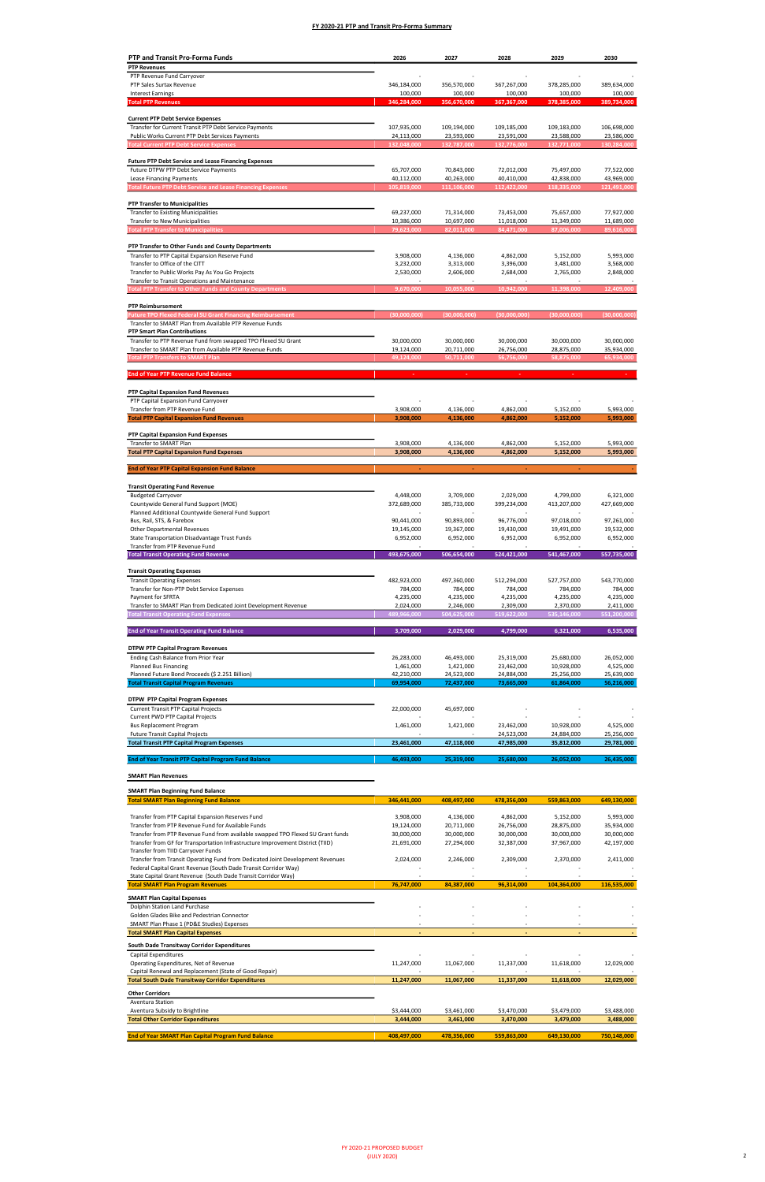## FY 2020-21 PTP and Transit Pro-Forma Summary

| PTP and Transit Pro-Forma Funds | 2026 | 2027 | 2028 | 2029 | 2030 |
|---|---|---|---|---|---|
| **PTP Revenues** | | | | | |
| PTP Revenue Fund Carryover | - | - | - | - | - |
| PTP Sales Surtax Revenue | 346,184,000 | 356,570,000 | 367,267,000 | 378,285,000 | 389,634,000 |
| Interest Earnings | 100,000 | 100,000 | 100,000 | 100,000 | 100,000 |
| **Total PTP Revenues** | **346,284,000** | **356,670,000** | **367,367,000** | **378,385,000** | **389,734,000** |
| | | | | | |
| **Current PTP Debt Service Expenses** | | | | | |
| Transfer for Current Transit PTP Debt Service Payments | 107,935,000 | 109,194,000 | 109,185,000 | 109,183,000 | 106,698,000 |
| Public Works Current PTP Debt Services Payments | 24,113,000 | 23,593,000 | 23,591,000 | 23,588,000 | 23,586,000 |
| **Total Current PTP Debt Service Expenses** | **132,048,000** | **132,787,000** | **132,776,000** | **132,771,000** | **130,284,000** |
| | | | | | |
| **Future PTP Debt Service and Lease Financing Expenses** | | | | | |
| Future DTPW PTP Debt Service Payments | 65,707,000 | 70,843,000 | 72,012,000 | 75,497,000 | 77,522,000 |
| Lease Financing Payments | 40,112,000 | 40,263,000 | 40,410,000 | 42,838,000 | 43,969,000 |
| **Total Future PTP Debt Service and Lease Financing Expenses** | **105,819,000** | **111,106,000** | **112,422,000** | **118,335,000** | **121,491,000** |
| | | | | | |
| **PTP Transfer to Municipalities** | | | | | |
| Transfer to Existing Municipalities | 69,237,000 | 71,314,000 | 73,453,000 | 75,657,000 | 77,927,000 |
| Transfer to New Municipalities | 10,386,000 | 10,697,000 | 11,018,000 | 11,349,000 | 11,689,000 |
| **Total PTP Transfer to Municipalities** | **79,623,000** | **82,011,000** | **84,471,000** | **87,006,000** | **89,616,000** |
| | | | | | |
| **PTP Transfer to Other Funds and County Departments** | | | | | |
| Transfer to PTP Capital Expansion Reserve Fund | 3,908,000 | 4,136,000 | 4,862,000 | 5,152,000 | 5,993,000 |
| Transfer to Office of the CITT | 3,232,000 | 3,313,000 | 3,396,000 | 3,481,000 | 3,568,000 |
| Transfer to Public Works Pay As You Go Projects | 2,530,000 | 2,606,000 | 2,684,000 | 2,765,000 | 2,848,000 |
| Transfer to Transit Operations and Maintenance | - | - | - | - | - |
| **Total PTP Transfer to Other Funds and County Departments** | **9,670,000** | **10,055,000** | **10,942,000** | **11,398,000** | **12,409,000** |
| | | | | | |
| **PTP Reimbursement** | | | | | |
| **Future TPO Flexed Federal SU Grant Financing Reimbursement** | **(30,000,000)** | **(30,000,000)** | **(30,000,000)** | **(30,000,000)** | **(30,000,000)** |
| Transfer to SMART Plan from Available PTP Revenue Funds | | | | | |
| **PTP Smart Plan Contributions** | | | | | |
| Transfer to PTP Revenue Fund from swapped TPO Flexed SU Grant | 30,000,000 | 30,000,000 | 30,000,000 | 30,000,000 | 30,000,000 |
| Transfer to SMART Plan from Available PTP Revenue Funds | 19,124,000 | 20,711,000 | 26,756,000 | 28,875,000 | 35,934,000 |
| **Total PTP Transfers to SMART Plan** | **49,124,000** | **50,711,000** | **56,756,000** | **58,875,000** | **65,934,000** |
| | | | | | |
| **End of Year PTP Revenue Fund Balance** | **-** | **-** | **-** | **-** | **-** |
| | | | | | |
| **PTP Capital Expansion Fund Revenues** | | | | | |
| PTP Capital Expansion Fund Carryover | - | - | - | - | - |
| Transfer from PTP Revenue Fund | 3,908,000 | 4,136,000 | 4,862,000 | 5,152,000 | 5,993,000 |
| **Total PTP Capital Expansion Fund Revenues** | **3,908,000** | **4,136,000** | **4,862,000** | **5,152,000** | **5,993,000** |
| | | | | | |
| **PTP Capital Expansion Fund Expenses** | | | | | |
| Transfer to SMART Plan | 3,908,000 | 4,136,000 | 4,862,000 | 5,152,000 | 5,993,000 |
| **Total PTP Capital Expansion Fund Expenses** | **3,908,000** | **4,136,000** | **4,862,000** | **5,152,000** | **5,993,000** |
| | | | | | |
| **End of Year PTP Capital Expansion Fund Balance** | **-** | **-** | **-** | **-** | **-** |
| | | | | | |
| **Transit Operating Fund Revenue** | | | | | |
| Budgeted Carryover | 4,448,000 | 3,709,000 | 2,029,000 | 4,799,000 | 6,321,000 |
| Countywide General Fund Support (MOE) | 372,689,000 | 385,733,000 | 399,234,000 | 413,207,000 | 427,669,000 |
| Planned Additional Countywide General Fund Support | - | - | - | - | - |
| Bus, Rail, STS, & Farebox | 90,441,000 | 90,893,000 | 96,776,000 | 97,018,000 | 97,261,000 |
| Other Departmental Revenues | 19,145,000 | 19,367,000 | 19,430,000 | 19,491,000 | 19,532,000 |
| State Transportation Disadvantage Trust Funds | 6,952,000 | 6,952,000 | 6,952,000 | 6,952,000 | 6,952,000 |
| Transfer from PTP Revenue Fund | - | - | - | - | - |
| **Total Transit Operating Fund Revenue** | **493,675,000** | **506,654,000** | **524,421,000** | **541,467,000** | **557,735,000** |
| | | | | | |
| **Transit Operating Expenses** | | | | | |
| Transit Operating Expenses | 482,923,000 | 497,360,000 | 512,294,000 | 527,757,000 | 543,770,000 |
| Transfer for Non-PTP Debt Service Expenses | 784,000 | 784,000 | 784,000 | 784,000 | 784,000 |
| Payment for SFRTA | 4,235,000 | 4,235,000 | 4,235,000 | 4,235,000 | 4,235,000 |
| Transfer to SMART Plan from Dedicated Joint Development Revenue | 2,024,000 | 2,246,000 | 2,309,000 | 2,370,000 | 2,411,000 |
| **Total Transit Operating Fund Expenses** | **489,966,000** | **504,625,000** | **519,622,000** | **535,146,000** | **551,200,000** |
| | | | | | |
| **End of Year Transit Operating Fund Balance** | **3,709,000** | **2,029,000** | **4,799,000** | **6,321,000** | **6,535,000** |
| | | | | | |
| **DTPW PTP Capital Program Revenues** | | | | | |
| Ending Cash Balance from Prior Year | 26,283,000 | 46,493,000 | 25,319,000 | 25,680,000 | 26,052,000 |
| Planned Bus Financing | 1,461,000 | 1,421,000 | 23,462,000 | 10,928,000 | 4,525,000 |
| Planned Future Bond Proceeds ($ 2.251 Billion) | 42,210,000 | 24,523,000 | 24,884,000 | 25,256,000 | 25,639,000 |
| **Total Transit Capital Program Revenues** | **69,954,000** | **72,437,000** | **73,665,000** | **61,864,000** | **56,216,000** |
| | | | | | |
| **DTPW PTP Capital Program Expenses** | | | | | |
| Current Transit PTP Capital Projects | 22,000,000 | 45,697,000 | - | - | - |
| Current PWD PTP Capital Projects | - | - | - | - | - |
| Bus Replacement Program | 1,461,000 | 1,421,000 | 23,462,000 | 10,928,000 | 4,525,000 |
| Future Transit Capital Projects | - | - | 24,523,000 | 24,884,000 | 25,256,000 |
| **Total Transit PTP Capital Program Expenses** | **23,461,000** | **47,118,000** | **47,985,000** | **35,812,000** | **29,781,000** |
| | | | | | |
| **End of Year Transit PTP Capital Program Fund Balance** | **46,493,000** | **25,319,000** | **25,680,000** | **26,052,000** | **26,435,000** |
| | | | | | |
| **SMART Plan Revenues** | | | | | |
| | | | | | |
| **SMART Plan Beginning Fund Balance** | | | | | |
| **Total SMART Plan Beginning Fund Balance** | **346,441,000** | **408,497,000** | **478,356,000** | **559,863,000** | **649,130,000** |
| | | | | | |
| Transfer from PTP Capital Expansion Reserves Fund | 3,908,000 | 4,136,000 | 4,862,000 | 5,152,000 | 5,993,000 |
| Transfer from PTP Revenue Fund for Available Funds | 19,124,000 | 20,711,000 | 26,756,000 | 28,875,000 | 35,934,000 |
| Transfer from PTP Revenue Fund from available swapped TPO Flexed SU Grant funds | 30,000,000 | 30,000,000 | 30,000,000 | 30,000,000 | 30,000,000 |
| Transfer from GF for Transportation Infrastructure Improvement District (TIID) | 21,691,000 | 27,294,000 | 32,387,000 | 37,967,000 | 42,197,000 |
| Transfer from TIID Carryover Funds | | | | | |
| Transfer from Transit Operating Fund from Dedicated Joint Development Revenues | 2,024,000 | 2,246,000 | 2,309,000 | 2,370,000 | 2,411,000 |
| Federal Capital Grant Revenue (South Dade Transit Corridor Way) | - | - | - | - | - |
| State Capital Grant Revenue (South Dade Transit Corridor Way) | - | - | - | - | - |
| **Total SMART Plan Program Revenues** | **76,747,000** | **84,387,000** | **96,314,000** | **104,364,000** | **116,535,000** |
| | | | | | |
| **SMART Plan Capital Expenses** | | | | | |
| Dolphin Station Land Purchase | - | - | - | - | - |
| Golden Glades Bike and Pedestrian Connector | - | - | - | - | - |
| SMART Plan Phase 1 (PD&E Studies) Expenses | - | - | - | - | - |
| **Total SMART Plan Capital Expenses** | **-** | **-** | **-** | **-** | **-** |
| | | | | | |
| **South Dade Transitway Corridor Expenditures** | | | | | |
| Capital Expenditures | - | - | - | - | - |
| Operating Expenditures, Net of Revenue | 11,247,000 | 11,067,000 | 11,337,000 | 11,618,000 | 12,029,000 |
| Capital Renewal and Replacement (State of Good Repair) | - | - | - | - | - |
| **Total South Dade Transitway Corridor Expenditures** | **11,247,000** | **11,067,000** | **11,337,000** | **11,618,000** | **12,029,000** |
| | | | | | |
| **Other Corridors** | | | | | |
| Aventura Station | | | | | |
| Aventura Subsidy to Brightline | $3,444,000 | $3,461,000 | $3,470,000 | $3,479,000 | $3,488,000 |
| **Total Other Corridor Expenditures** | **3,444,000** | **3,461,000** | **3,470,000** | **3,479,000** | **3,488,000** |
| | | | | | |
| **End of Year SMART Plan Capital Program Fund Balance** | **408,497,000** | **478,356,000** | **559,863,000** | **649,130,000** | **750,148,000** |

FY 2020-21 PROPOSED BUDGET
(JULY 2020)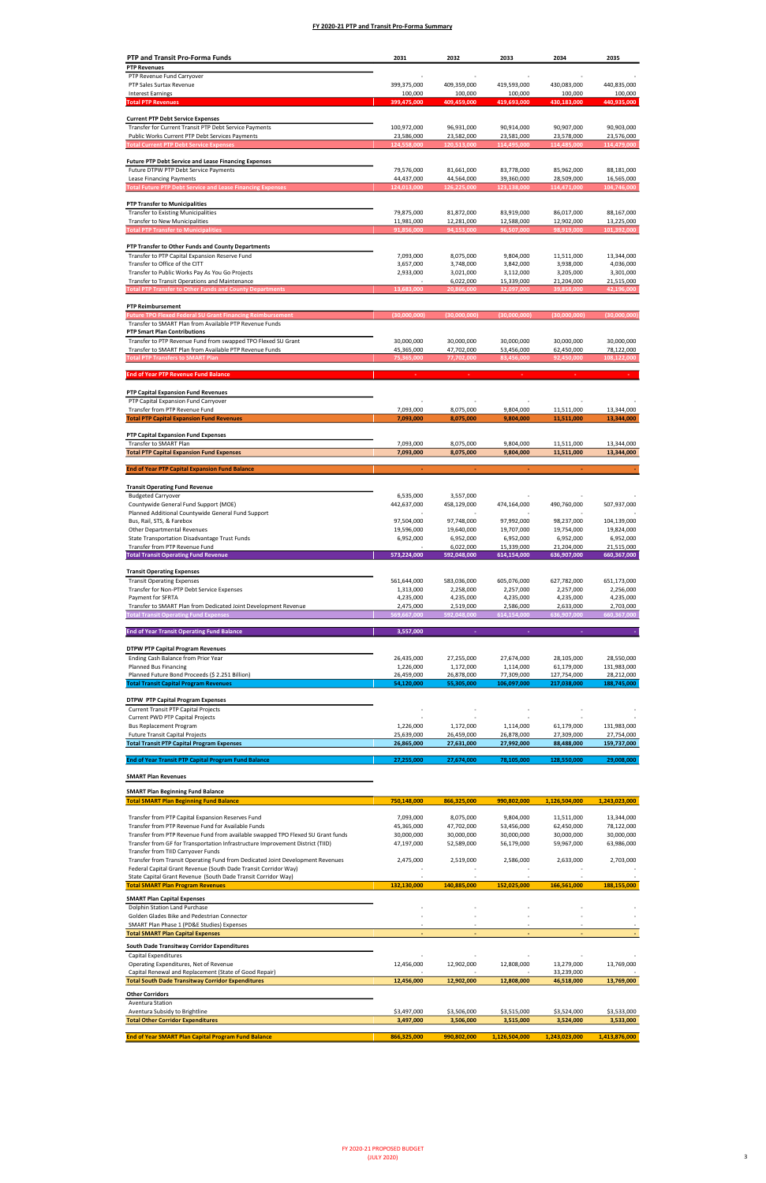# FY 2020-21 PTP and Transit Pro-Forma Summary

| PTP and Transit Pro-Forma Funds | 2031 | 2032 | 2033 | 2034 | 2035 |
|---|---|---|---|---|---|
| **PTP Revenues** | | | | | |
| PTP Revenue Fund Carryover | - | - | - | - | - |
| PTP Sales Surtax Revenue | 399,375,000 | 409,359,000 | 419,593,000 | 430,083,000 | 440,835,000 |
| Interest Earnings | 100,000 | 100,000 | 100,000 | 100,000 | 100,000 |
| **Total PTP Revenues** | **399,475,000** | **409,459,000** | **419,693,000** | **430,183,000** | **440,935,000** |
| | | | | | |
| **Current PTP Debt Service Expenses** | | | | | |
| Transfer for Current Transit PTP Debt Service Payments | 100,972,000 | 96,931,000 | 90,914,000 | 90,907,000 | 90,903,000 |
| Public Works Current PTP Debt Services Payments | 23,586,000 | 23,582,000 | 23,581,000 | 23,578,000 | 23,576,000 |
| **Total Current PTP Debt Service Expenses** | **124,558,000** | **120,513,000** | **114,495,000** | **114,485,000** | **114,479,000** |
| | | | | | |
| **Future PTP Debt Service and Lease Financing Expenses** | | | | | |
| Future DTPW PTP Debt Service Payments | 79,576,000 | 81,661,000 | 83,778,000 | 85,962,000 | 88,181,000 |
| Lease Financing Payments | 44,437,000 | 44,564,000 | 39,360,000 | 28,509,000 | 16,565,000 |
| **Total Future PTP Debt Service and Lease Financing Expenses** | **124,013,000** | **126,225,000** | **123,138,000** | **114,471,000** | **104,746,000** |
| | | | | | |
| **PTP Transfer to Municipalities** | | | | | |
| Transfer to Existing Municipalities | 79,875,000 | 81,872,000 | 83,919,000 | 86,017,000 | 88,167,000 |
| Transfer to New Municipalities | 11,981,000 | 12,281,000 | 12,588,000 | 12,902,000 | 13,225,000 |
| **Total PTP Transfer to Municipalities** | **91,856,000** | **94,153,000** | **96,507,000** | **98,919,000** | **101,392,000** |
| | | | | | |
| **PTP Transfer to Other Funds and County Departments** | | | | | |
| Transfer to PTP Capital Expansion Reserve Fund | 7,093,000 | 8,075,000 | 9,804,000 | 11,511,000 | 13,344,000 |
| Transfer to Office of the CITT | 3,657,000 | 3,748,000 | 3,842,000 | 3,938,000 | 4,036,000 |
| Transfer to Public Works Pay As You Go Projects | 2,933,000 | 3,021,000 | 3,112,000 | 3,205,000 | 3,301,000 |
| Transfer to Transit Operations and Maintenance | - | 6,022,000 | 15,339,000 | 21,204,000 | 21,515,000 |
| **Total PTP Transfer to Other Funds and County Departments** | **13,683,000** | **20,866,000** | **32,097,000** | **39,858,000** | **42,196,000** |
| | | | | | |
| **PTP Reimbursement** | | | | | |
| Future TPO Flexed Federal SU Grant Financing Reimbursement | (30,000,000) | (30,000,000) | (30,000,000) | (30,000,000) | (30,000,000) |
| Transfer to SMART Plan from Available PTP Revenue Funds | | | | | |
| **PTP Smart Plan Contributions** | | | | | |
| Transfer to PTP Revenue Fund from swapped TPO Flexed SU Grant | 30,000,000 | 30,000,000 | 30,000,000 | 30,000,000 | 30,000,000 |
| Transfer to SMART Plan from Available PTP Revenue Funds | 45,365,000 | 47,702,000 | 53,456,000 | 62,450,000 | 78,122,000 |
| **Total PTP Transfers to SMART Plan** | **75,365,000** | **77,702,000** | **83,456,000** | **92,450,000** | **108,122,000** |
| | | | | | |
| **End of Year PTP Revenue Fund Balance** | - | - | - | - | - |
| | | | | | |
| **PTP Capital Expansion Fund Revenues** | | | | | |
| PTP Capital Expansion Fund Carryover | - | - | - | - | - |
| Transfer from PTP Revenue Fund | 7,093,000 | 8,075,000 | 9,804,000 | 11,511,000 | 13,344,000 |
| **Total PTP Capital Expansion Fund Revenues** | **7,093,000** | **8,075,000** | **9,804,000** | **11,511,000** | **13,344,000** |
| | | | | | |
| **PTP Capital Expansion Fund Expenses** | | | | | |
| Transfer to SMART Plan | 7,093,000 | 8,075,000 | 9,804,000 | 11,511,000 | 13,344,000 |
| **Total PTP Capital Expansion Fund Expenses** | **7,093,000** | **8,075,000** | **9,804,000** | **11,511,000** | **13,344,000** |
| | | | | | |
| **End of Year PTP Capital Expansion Fund Balance** | - | - | - | - | - |
| | | | | | |
| **Transit Operating Fund Revenue** | | | | | |
| Budgeted Carryover | 6,535,000 | 3,557,000 | - | - | - |
| Countywide General Fund Support (MOE) | 442,637,000 | 458,129,000 | 474,164,000 | 490,760,000 | 507,937,000 |
| Planned Additional Countywide General Fund Support | - | - | - | - | - |
| Bus, Rail, STS, & Farebox | 97,504,000 | 97,748,000 | 97,992,000 | 98,237,000 | 104,139,000 |
| Other Departmental Revenues | 19,596,000 | 19,640,000 | 19,707,000 | 19,754,000 | 19,824,000 |
| State Transportation Disadvantage Trust Funds | 6,952,000 | 6,952,000 | 6,952,000 | 6,952,000 | 6,952,000 |
| Transfer from PTP Revenue Fund | - | 6,022,000 | 15,339,000 | 21,204,000 | 21,515,000 |
| **Total Transit Operating Fund Revenue** | **573,224,000** | **592,048,000** | **614,154,000** | **636,907,000** | **660,367,000** |
| | | | | | |
| **Transit Operating Expenses** | | | | | |
| Transit Operating Expenses | 561,644,000 | 583,036,000 | 605,076,000 | 627,782,000 | 651,173,000 |
| Transfer for Non-PTP Debt Service Expenses | 1,313,000 | 2,258,000 | 2,257,000 | 2,257,000 | 2,256,000 |
| Payment for SFRTA | 4,235,000 | 4,235,000 | 4,235,000 | 4,235,000 | 4,235,000 |
| Transfer to SMART Plan from Dedicated Joint Development Revenue | 2,475,000 | 2,519,000 | 2,586,000 | 2,633,000 | 2,703,000 |
| **Total Transit Operating Fund Expenses** | **569,667,000** | **592,048,000** | **614,154,000** | **636,907,000** | **660,367,000** |
| | | | | | |
| **End of Year Transit Operating Fund Balance** | **3,557,000** | - | - | - | - |
| | | | | | |
| **DTPW PTP Capital Program Revenues** | | | | | |
| Ending Cash Balance from Prior Year | 26,435,000 | 27,255,000 | 27,674,000 | 28,105,000 | 28,550,000 |
| Planned Bus Financing | 1,226,000 | 1,172,000 | 1,114,000 | 61,179,000 | 131,983,000 |
| Planned Future Bond Proceeds ($ 2.251 Billion) | 26,459,000 | 26,878,000 | 77,309,000 | 127,754,000 | 28,212,000 |
| **Total Transit Capital Program Revenues** | **54,120,000** | **55,305,000** | **106,097,000** | **217,038,000** | **188,745,000** |
| | | | | | |
| **DTPW PTP Capital Program Expenses** | | | | | |
| Current Transit PTP Capital Projects | - | - | - | - | - |
| Current PWD PTP Capital Projects | - | - | - | - | - |
| Bus Replacement Program | 1,226,000 | 1,172,000 | 1,114,000 | 61,179,000 | 131,983,000 |
| Future Transit Capital Projects | 25,639,000 | 26,459,000 | 26,878,000 | 27,309,000 | 27,754,000 |
| **Total Transit PTP Capital Program Expenses** | **26,865,000** | **27,631,000** | **27,992,000** | **88,488,000** | **159,737,000** |
| | | | | | |
| **End of Year Transit PTP Capital Program Fund Balance** | **27,255,000** | **27,674,000** | **78,105,000** | **128,550,000** | **29,008,000** |
| | | | | | |
| **SMART Plan Revenues** | | | | | |
| | | | | | |
| **SMART Plan Beginning Fund Balance** | | | | | |
| **Total SMART Plan Beginning Fund Balance** | **750,148,000** | **866,325,000** | **990,802,000** | **1,126,504,000** | **1,243,023,000** |
| | | | | | |
| Transfer from PTP Capital Expansion Reserves Fund | 7,093,000 | 8,075,000 | 9,804,000 | 11,511,000 | 13,344,000 |
| Transfer from PTP Revenue Fund for Available Funds | 45,365,000 | 47,702,000 | 53,456,000 | 62,450,000 | 78,122,000 |
| Transfer from PTP Revenue Fund from available swapped TPO Flexed SU Grant funds | 30,000,000 | 30,000,000 | 30,000,000 | 30,000,000 | 30,000,000 |
| Transfer from GF for Transportation Infrastructure Improvement District (TIID) | 47,197,000 | 52,589,000 | 56,179,000 | 59,967,000 | 63,986,000 |
| Transfer from TIID Carryover Funds | | | | | |
| Transfer from Transit Operating Fund from Dedicated Joint Development Revenues | 2,475,000 | 2,519,000 | 2,586,000 | 2,633,000 | 2,703,000 |
| Federal Capital Grant Revenue (South Dade Transit Corridor Way) | - | - | - | - | - |
| State Capital Grant Revenue (South Dade Transit Corridor Way) | - | - | - | - | - |
| **Total SMART Plan Program Revenues** | **132,130,000** | **140,885,000** | **152,025,000** | **166,561,000** | **188,155,000** |
| | | | | | |
| **SMART Plan Capital Expenses** | | | | | |
| Dolphin Station Land Purchase | - | - | - | - | - |
| Golden Glades Bike and Pedestrian Connector | - | - | - | - | - |
| SMART Plan Phase 1 (PD&E Studies) Expenses | - | - | - | - | - |
| **Total SMART Plan Capital Expenses** | - | - | - | - | - |
| | | | | | |
| **South Dade Transitway Corridor Expenditures** | | | | | |
| Capital Expenditures | - | - | - | - | - |
| Operating Expenditures, Net of Revenue | 12,456,000 | 12,902,000 | 12,808,000 | 13,279,000 | 13,769,000 |
| Capital Renewal and Replacement (State of Good Repair) | - | - | - | 33,239,000 | - |
| **Total South Dade Transitway Corridor Expenditures** | **12,456,000** | **12,902,000** | **12,808,000** | **46,518,000** | **13,769,000** |
| | | | | | |
| **Other Corridors** | | | | | |
| Aventura Station | | | | | |
| Aventura Subsidy to Brightline | $3,497,000 | $3,506,000 | $3,515,000 | $3,524,000 | $3,533,000 |
| **Total Other Corridor Expenditures** | **3,497,000** | **3,506,000** | **3,515,000** | **3,524,000** | **3,533,000** |
| | | | | | |
| **End of Year SMART Plan Capital Program Fund Balance** | **866,325,000** | **990,802,000** | **1,126,504,000** | **1,243,023,000** | **1,413,876,000** |

FY 2020-21 PROPOSED BUDGET
(JULY 2020)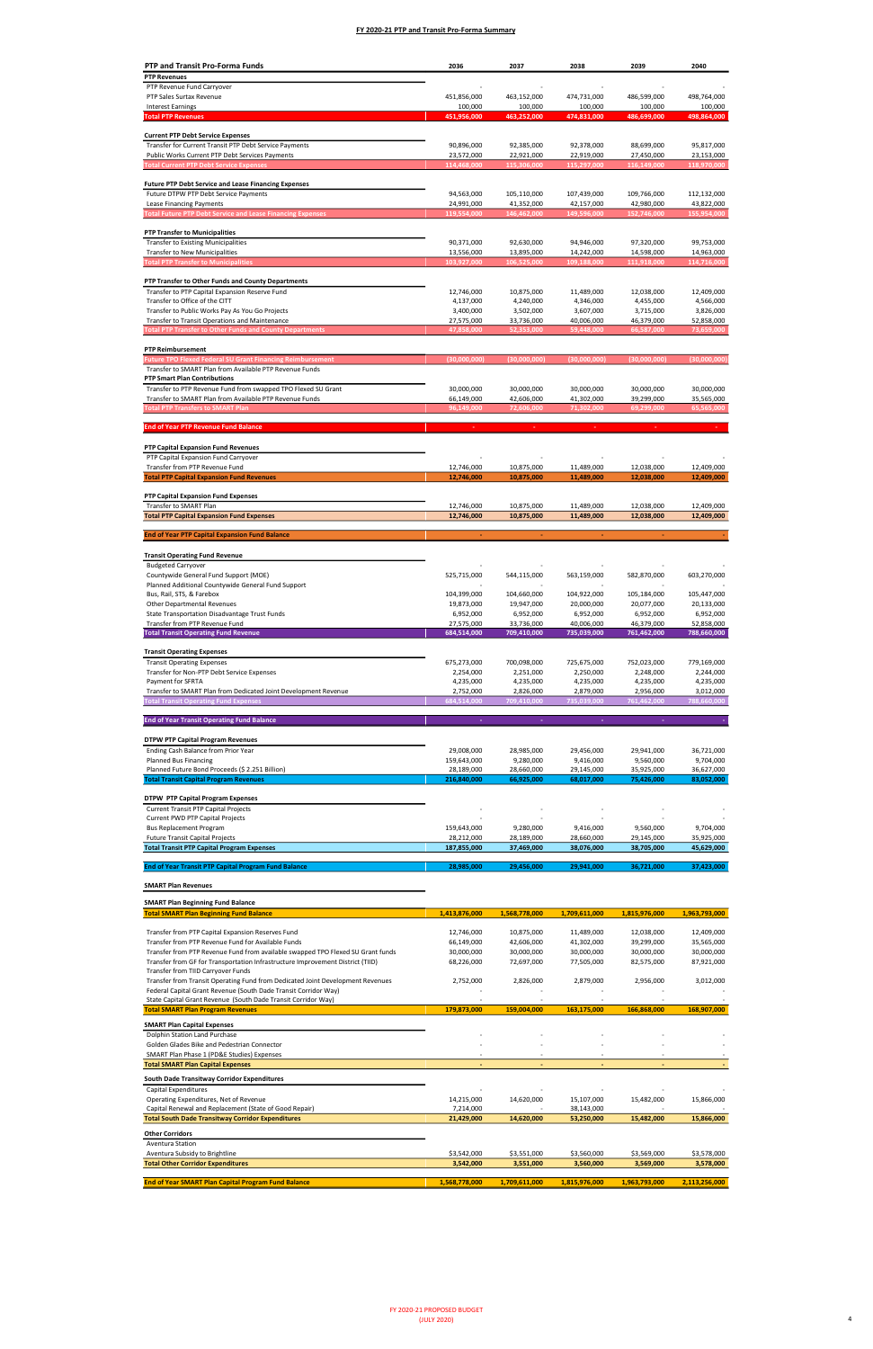# FY 2020-21 PTP and Transit Pro-Forma Summary

| PTP and Transit Pro-Forma Funds | 2036 | 2037 | 2038 | 2039 | 2040 |
|---|---|---|---|---|---|
| **PTP Revenues** | | | | | |
| PTP Revenue Fund Carryover | - | - | - | - | - |
| PTP Sales Surtax Revenue | 451,856,000 | 463,152,000 | 474,731,000 | 486,599,000 | 498,764,000 |
| Interest Earnings | 100,000 | 100,000 | 100,000 | 100,000 | 100,000 |
| **Total PTP Revenues** | **451,956,000** | **463,252,000** | **474,831,000** | **486,699,000** | **498,864,000** |
| **Current PTP Debt Service Expenses** | | | | | |
| Transfer for Current Transit PTP Debt Service Payments | 90,896,000 | 92,385,000 | 92,378,000 | 88,699,000 | 95,817,000 |
| Public Works Current PTP Debt Services Payments | 23,572,000 | 22,921,000 | 22,919,000 | 27,450,000 | 23,153,000 |
| **Total Current PTP Debt Service Expenses** | **114,468,000** | **115,306,000** | **115,297,000** | **116,149,000** | **118,970,000** |
| **Future PTP Debt Service and Lease Financing Expenses** | | | | | |
| Future DTPW PTP Debt Service Payments | 94,563,000 | 105,110,000 | 107,439,000 | 109,766,000 | 112,132,000 |
| Lease Financing Payments | 24,991,000 | 41,352,000 | 42,157,000 | 42,980,000 | 43,822,000 |
| **Total Future PTP Debt Service and Lease Financing Expenses** | **119,554,000** | **146,462,000** | **149,596,000** | **152,746,000** | **155,954,000** |
| **PTP Transfer to Municipalities** | | | | | |
| Transfer to Existing Municipalities | 90,371,000 | 92,630,000 | 94,946,000 | 97,320,000 | 99,753,000 |
| Transfer to New Municipalities | 13,556,000 | 13,895,000 | 14,242,000 | 14,598,000 | 14,963,000 |
| **Total PTP Transfer to Municipalities** | **103,927,000** | **106,525,000** | **109,188,000** | **111,918,000** | **114,716,000** |
| **PTP Transfer to Other Funds and County Departments** | | | | | |
| Transfer to PTP Capital Expansion Reserve Fund | 12,746,000 | 10,875,000 | 11,489,000 | 12,038,000 | 12,409,000 |
| Transfer to Office of the CITT | 4,137,000 | 4,240,000 | 4,346,000 | 4,455,000 | 4,566,000 |
| Transfer to Public Works Pay As You Go Projects | 3,400,000 | 3,502,000 | 3,607,000 | 3,715,000 | 3,826,000 |
| Transfer to Transit Operations and Maintenance | 27,575,000 | 33,736,000 | 40,006,000 | 46,379,000 | 52,858,000 |
| **Total PTP Transfer to Other Funds and County Departments** | **47,858,000** | **52,353,000** | **59,448,000** | **66,587,000** | **73,659,000** |
| **PTP Reimbursement** | | | | | |
| Future TPO Flexed Federal SU Grant Financing Reimbursement | (30,000,000) | (30,000,000) | (30,000,000) | (30,000,000) | (30,000,000) |
| Transfer to SMART Plan from Available PTP Revenue Funds | | | | | |
| **PTP Smart Plan Contributions** | | | | | |
| Transfer to PTP Revenue Fund from swapped TPO Flexed SU Grant | 30,000,000 | 30,000,000 | 30,000,000 | 30,000,000 | 30,000,000 |
| Transfer to SMART Plan from Available PTP Revenue Funds | 66,149,000 | 42,606,000 | 41,302,000 | 39,299,000 | 35,565,000 |
| **Total PTP Transfers to SMART Plan** | **96,149,000** | **72,606,000** | **71,302,000** | **69,299,000** | **65,565,000** |
| **End of Year PTP Revenue Fund Balance** | - | - | - | - | - |
| **PTP Capital Expansion Fund Revenues** | | | | | |
| PTP Capital Expansion Fund Carryover | - | - | - | - | - |
| Transfer from PTP Revenue Fund | 12,746,000 | 10,875,000 | 11,489,000 | 12,038,000 | 12,409,000 |
| **Total PTP Capital Expansion Fund Revenues** | **12,746,000** | **10,875,000** | **11,489,000** | **12,038,000** | **12,409,000** |
| **PTP Capital Expansion Fund Expenses** | | | | | |
| Transfer to SMART Plan | 12,746,000 | 10,875,000 | 11,489,000 | 12,038,000 | 12,409,000 |
| **Total PTP Capital Expansion Fund Expenses** | **12,746,000** | **10,875,000** | **11,489,000** | **12,038,000** | **12,409,000** |
| **End of Year PTP Capital Expansion Fund Balance** | - | - | - | - | - |
| **Transit Operating Fund Revenue** | | | | | |
| Budgeted Carryover | - | - | - | - | - |
| Countywide General Fund Support (MOE) | 525,715,000 | 544,115,000 | 563,159,000 | 582,870,000 | 603,270,000 |
| Planned Additional Countywide General Fund Support | - | - | - | - | - |
| Bus, Rail, STS, & Farebox | 104,399,000 | 104,660,000 | 104,922,000 | 105,184,000 | 105,447,000 |
| Other Departmental Revenues | 19,873,000 | 19,947,000 | 20,000,000 | 20,077,000 | 20,133,000 |
| State Transportation Disadvantage Trust Funds | 6,952,000 | 6,952,000 | 6,952,000 | 6,952,000 | 6,952,000 |
| Transfer from PTP Revenue Fund | 27,575,000 | 33,736,000 | 40,006,000 | 46,379,000 | 52,858,000 |
| **Total Transit Operating Fund Revenue** | **684,514,000** | **709,410,000** | **735,039,000** | **761,462,000** | **788,660,000** |
| **Transit Operating Expenses** | | | | | |
| Transit Operating Expenses | 675,273,000 | 700,098,000 | 725,675,000 | 752,023,000 | 779,169,000 |
| Transfer for Non-PTP Debt Service Expenses | 2,254,000 | 2,251,000 | 2,250,000 | 2,248,000 | 2,244,000 |
| Payment for SFRTA | 4,235,000 | 4,235,000 | 4,235,000 | 4,235,000 | 4,235,000 |
| Transfer to SMART Plan from Dedicated Joint Development Revenue | 2,752,000 | 2,826,000 | 2,879,000 | 2,956,000 | 3,012,000 |
| **Total Transit Operating Fund Expenses** | **684,514,000** | **709,410,000** | **735,039,000** | **761,462,000** | **788,660,000** |
| **End of Year Transit Operating Fund Balance** | - | - | - | - | - |
| **DTPW PTP Capital Program Revenues** | | | | | |
| Ending Cash Balance from Prior Year | 29,008,000 | 28,985,000 | 29,456,000 | 29,941,000 | 36,721,000 |
| Planned Bus Financing | 159,643,000 | 9,280,000 | 9,416,000 | 9,560,000 | 9,704,000 |
| Planned Future Bond Proceeds ($ 2.251 Billion) | 28,189,000 | 28,660,000 | 29,145,000 | 35,925,000 | 36,627,000 |
| **Total Transit Capital Program Revenues** | **216,840,000** | **66,925,000** | **68,017,000** | **75,426,000** | **83,052,000** |
| **DTPW PTP Capital Program Expenses** | | | | | |
| Current Transit PTP Capital Projects | - | - | - | - | - |
| Current PWD PTP Capital Projects | - | - | - | - | - |
| Bus Replacement Program | 159,643,000 | 9,280,000 | 9,416,000 | 9,560,000 | 9,704,000 |
| Future Transit Capital Projects | 28,212,000 | 28,189,000 | 28,660,000 | 29,145,000 | 35,925,000 |
| **Total Transit PTP Capital Program Expenses** | **187,855,000** | **37,469,000** | **38,076,000** | **38,705,000** | **45,629,000** |
| **End of Year Transit PTP Capital Program Fund Balance** | **28,985,000** | **29,456,000** | **29,941,000** | **36,721,000** | **37,423,000** |
| **SMART Plan Revenues** | | | | | |
| **SMART Plan Beginning Fund Balance** | | | | | |
| **Total SMART Plan Beginning Fund Balance** | **1,413,876,000** | **1,568,778,000** | **1,709,611,000** | **1,815,976,000** | **1,963,793,000** |
| Transfer from PTP Capital Expansion Reserves Fund | 12,746,000 | 10,875,000 | 11,489,000 | 12,038,000 | 12,409,000 |
| Transfer from PTP Revenue Fund for Available Funds | 66,149,000 | 42,606,000 | 41,302,000 | 39,299,000 | 35,565,000 |
| Transfer from PTP Revenue Fund from available swapped TPO Flexed SU Grant funds | 30,000,000 | 30,000,000 | 30,000,000 | 30,000,000 | 30,000,000 |
| Transfer from GF for Transportation Infrastructure Improvement District (TIID) | 68,226,000 | 72,697,000 | 77,505,000 | 82,575,000 | 87,921,000 |
| Transfer from TIID Carryover Funds | | | | | |
| Transfer from Transit Operating Fund from Dedicated Joint Development Revenues | 2,752,000 | 2,826,000 | 2,879,000 | 2,956,000 | 3,012,000 |
| Federal Capital Grant Revenue (South Dade Transit Corridor Way) | - | - | - | - | - |
| State Capital Grant Revenue (South Dade Transit Corridor Way) | - | - | - | - | - |
| **Total SMART Plan Program Revenues** | **179,873,000** | **159,004,000** | **163,175,000** | **166,868,000** | **168,907,000** |
| **SMART Plan Capital Expenses** | | | | | |
| Dolphin Station Land Purchase | - | - | - | - | - |
| Golden Glades Bike and Pedestrian Connector | - | - | - | - | - |
| SMART Plan Phase 1 (PD&E Studies) Expenses | - | - | - | - | - |
| **Total SMART Plan Capital Expenses** | - | - | - | - | - |
| **South Dade Transitway Corridor Expenditures** | | | | | |
| Capital Expenditures | - | - | - | - | - |
| Operating Expenditures, Net of Revenue | 14,215,000 | 14,620,000 | 15,107,000 | 15,482,000 | 15,866,000 |
| Capital Renewal and Replacement (State of Good Repair) | 7,214,000 | - | 38,143,000 | - | - |
| **Total South Dade Transitway Corridor Expenditures** | **21,429,000** | **14,620,000** | **53,250,000** | **15,482,000** | **15,866,000** |
| **Other Corridors** | | | | | |
| Aventura Station | | | | | |
| Aventura Subsidy to Brightline | $3,542,000 | $3,551,000 | $3,560,000 | $3,569,000 | $3,578,000 |
| **Total Other Corridor Expenditures** | **3,542,000** | **3,551,000** | **3,560,000** | **3,569,000** | **3,578,000** |
| **End of Year SMART Plan Capital Program Fund Balance** | **1,568,778,000** | **1,709,611,000** | **1,815,976,000** | **1,963,793,000** | **2,113,256,000** |

FY 2020-21 PROPOSED BUDGET
(JULY 2020)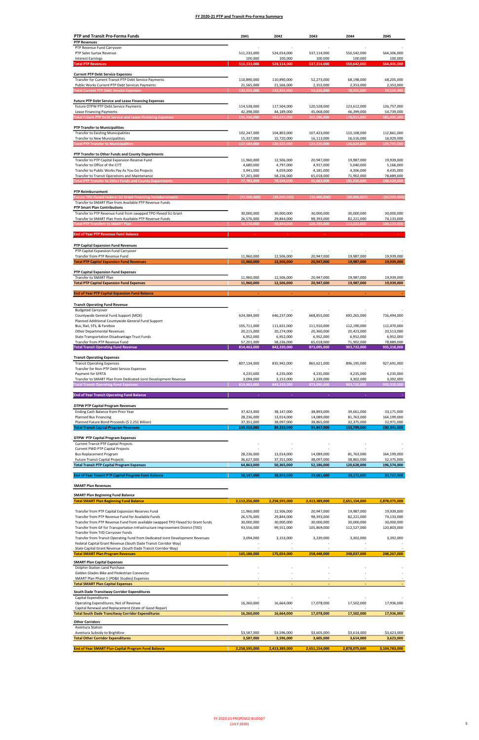# FY 2020-21 PTP and Transit Pro-Forma Summary

| PTP and Transit Pro-Forma Funds | 2041 | 2042 | 2043 | 2044 | 2045 |
|---|---|---|---|---|---|
| **PTP Revenues** | | | | | |
| PTP Revenue Fund Carryover | - | - | - | - | - |
| PTP Sales Surtax Revenue | 511,233,000 | 524,014,000 | 537,114,000 | 550,542,000 | 564,306,000 |
| Interest Earnings | 100,000 | 100,000 | 100,000 | 100,000 | 100,000 |
| **Total PTP Revenues** | 511,333,000 | 524,114,000 | 537,214,000 | 550,642,000 | 564,406,000 |
| | | | | | |
| **Current PTP Debt Service Expenses** | | | | | |
| Transfer for Current Transit PTP Debt Service Payments | 110,890,000 | 110,890,000 | 52,273,000 | 68,198,000 | 68,205,000 |
| Public Works Current PTP Debt Services Payments | 21,565,000 | 21,566,000 | 2,353,000 | 2,353,000 | 2,353,000 |
| **Total Current PTP Debt Service Expenses** | 132,455,000 | 132,456,000 | 54,626,000 | 70,551,000 | 70,558,000 |
| | | | | | |
| **Future PTP Debt Service and Lease Financing Expenses** | | | | | |
| Future DTPW PTP Debt Service Payments | 114,538,000 | 117,504,000 | 120,528,000 | 123,612,000 | 126,757,000 |
| Lease Financing Payments | 42,398,000 | 44,189,000 | 45,068,000 | 46,399,000 | 54,739,000 |
| **Total Future PTP Debt Service and Lease Financing Expenses** | 156,936,000 | 161,693,000 | 165,596,000 | 170,011,000 | 181,496,000 |
| | | | | | |
| **PTP Transfer to Municipalities** | | | | | |
| Transfer to Existing Municipalities | 102,247,000 | 104,803,000 | 107,423,000 | 110,108,000 | 112,861,000 |
| Transfer to New Municipalities | 15,337,000 | 15,720,000 | 16,113,000 | 16,516,000 | 16,929,000 |
| **Total PTP Transfer to Municipalities** | 117,584,000 | 120,523,000 | 123,536,000 | 126,624,000 | 129,790,000 |
| | | | | | |
| **PTP Transfer to Other Funds and County Departments** | | | | | |
| Transfer to PTP Capital Expansion Reserve Fund | 11,960,000 | 12,506,000 | 20,947,000 | 19,987,000 | 19,939,000 |
| Transfer to Office of the CITT | 4,680,000 | 4,797,000 | 4,917,000 | 5,040,000 | 5,166,000 |
| Transfer to Public Works Pay As You Go Projects | 3,941,000 | 4,059,000 | 4,181,000 | 4,306,000 | 4,435,000 |
| Transfer to Transit Operations and Maintenance | 57,201,000 | 58,236,000 | 65,018,000 | 71,902,000 | 78,889,000 |
| **Total PTP Transfer to Other Funds and County Departments** | 77,782,000 | 79,598,000 | 95,063,000 | 101,235,000 | 108,429,000 |
| | | | | | |
| **PTP Reimbursement** | | | | | |
| Future TPO Flexed Federal SU Grant Financing Reimbursement | (30,000,000) | (30,000,000) | (30,000,000) | (30,000,000) | (30,000,000) |
| Transfer to SMART Plan from Available PTP Revenue Funds | | | | | |
| **PTP Smart Plan Contributions** | | | | | |
| Transfer to PTP Revenue Fund from swapped TPO Flexed SU Grant | 30,000,000 | 30,000,000 | 30,000,000 | 30,000,000 | 30,000,000 |
| Transfer to SMART Plan from Available PTP Revenue Funds | 26,576,000 | 29,844,000 | 98,393,000 | 82,221,000 | 74,133,000 |
| **Total PTP Transfers to SMART Plan** | 56,576,000 | 59,844,000 | 128,393,000 | 112,221,000 | 104,133,000 |
| | | | | | |
| **End of Year PTP Revenue Fund Balance** | - | - | - | - | - |
| | | | | | |
| **PTP Capital Expansion Fund Revenues** | | | | | |
| PTP Capital Expansion Fund Carryover | - | - | - | - | - |
| Transfer from PTP Revenue Fund | 11,960,000 | 12,506,000 | 20,947,000 | 19,987,000 | 19,939,000 |
| **Total PTP Capital Expansion Fund Revenues** | 11,960,000 | 12,506,000 | 20,947,000 | 19,987,000 | 19,939,000 |
| | | | | | |
| **PTP Capital Expansion Fund Expenses** | | | | | |
| Transfer to SMART Plan | 11,960,000 | 12,506,000 | 20,947,000 | 19,987,000 | 19,939,000 |
| **Total PTP Capital Expansion Fund Expenses** | 11,960,000 | 12,506,000 | 20,947,000 | 19,987,000 | 19,939,000 |
| | | | | | |
| **End of Year PTP Capital Expansion Fund Balance** | - | - | - | - | - |
| | | | | | |
| **Transit Operating Fund Revenue** | | | | | |
| Budgeted Carryover | - | - | - | - | - |
| Countywide General Fund Support (MOE) | 624,384,000 | 646,237,000 | 668,855,000 | 692,265,000 | 716,494,000 |
| Planned Additional Countywide General Fund Support | - | - | - | - | - |
| Bus, Rail, STS, & Farebox | 105,711,000 | 111,631,000 | 111,910,000 | 112,190,000 | 112,470,000 |
| Other Departmental Revenues | 20,215,000 | 20,274,000 | 20,360,000 | 20,423,000 | 20,513,000 |
| State Transportation Disadvantage Trust Funds | 6,952,000 | 6,952,000 | 6,952,000 | 6,952,000 | 6,952,000 |
| Transfer from PTP Revenue Fund | 57,201,000 | 58,236,000 | 65,018,000 | 71,902,000 | 78,889,000 |
| **Total Transit Operating Fund Revenue** | 814,463,000 | 843,330,000 | 873,095,000 | 903,732,000 | 935,318,000 |
| | | | | | |
| **Transit Operating Expenses** | | | | | |
| Transit Operating Expenses | 807,134,000 | 835,942,000 | 865,621,000 | 896,195,000 | 927,691,000 |
| Transfer for Non-PTP Debt Service Expenses | - | - | - | - | - |
| Payment for SFRTA | 4,235,000 | 4,235,000 | 4,235,000 | 4,235,000 | 4,235,000 |
| Transfer to SMART Plan from Dedicated Joint Development Revenue | 3,094,000 | 3,153,000 | 3,239,000 | 3,302,000 | 3,392,000 |
| **Total Transit Operating Fund Expenses** | 814,463,000 | 843,330,000 | 873,095,000 | 903,732,000 | 935,318,000 |
| | | | | | |
| **End of Year Transit Operating Fund Balance** | - | - | - | - | - |
| | | | | | |
| **DTPW PTP Capital Program Revenues** | | | | | |
| Ending Cash Balance from Prior Year | 37,423,000 | 38,147,000 | 38,893,000 | 39,661,000 | 33,171,000 |
| Planned Bus Financing | 28,236,000 | 13,014,000 | 14,089,000 | 81,763,000 | 164,199,000 |
| Planned Future Bond Proceeds ($ 2.251 Billion) | 37,351,000 | 38,097,000 | 38,865,000 | 32,375,000 | 32,971,000 |
| **Total Transit Capital Program Revenues** | 103,010,000 | 89,258,000 | 91,847,000 | 153,799,000 | 230,341,000 |
| | | | | | |
| **DTPW PTP Capital Program Expenses** | | | | | |
| Current Transit PTP Capital Projects | - | - | - | - | - |
| Current PWD PTP Capital Projects | - | - | - | - | - |
| Bus Replacement Program | 28,236,000 | 13,014,000 | 14,089,000 | 81,763,000 | 164,199,000 |
| Future Transit Capital Projects | 36,627,000 | 37,351,000 | 38,097,000 | 38,865,000 | 32,375,000 |
| **Total Transit PTP Capital Program Expenses** | 64,863,000 | 50,365,000 | 52,186,000 | 120,628,000 | 196,574,000 |
| | | | | | |
| **End of Year Transit PTP Capital Program Fund Balance** | 38,147,000 | 38,893,000 | 39,661,000 | 33,171,000 | 33,767,000 |
| | | | | | |
| **SMART Plan Revenues** | | | | | |
| | | | | | |
| **SMART Plan Beginning Fund Balance** | | | | | |
| **Total SMART Plan Beginning Fund Balance** | 2,113,256,000 | 2,258,595,000 | 2,413,389,000 | 2,651,154,000 | 2,878,075,000 |
| | | | | | |
| Transfer from PTP Capital Expansion Reserves Fund | 11,960,000 | 12,506,000 | 20,947,000 | 19,987,000 | 19,939,000 |
| Transfer from PTP Revenue Fund for Available Funds | 26,576,000 | 29,844,000 | 98,393,000 | 82,221,000 | 74,133,000 |
| Transfer from PTP Revenue Fund from available swapped TPO Flexed SU Grant funds | 30,000,000 | 30,000,000 | 30,000,000 | 30,000,000 | 30,000,000 |
| Transfer from GF for Transportation Infrastructure Improvement District (TIID) | 93,556,000 | 99,551,000 | 105,869,000 | 112,527,000 | 120,803,000 |
| Transfer from TIID Carryover Funds | | | | | |
| Transfer from Transit Operating Fund from Dedicated Joint Development Revenues | 3,094,000 | 3,153,000 | 3,239,000 | 3,302,000 | 3,392,000 |
| Federal Capital Grant Revenue (South Dade Transit Corridor Way) | - | - | - | - | - |
| State Capital Grant Revenue (South Dade Transit Corridor Way) | - | - | - | - | - |
| **Total SMART Plan Program Revenues** | 165,186,000 | 175,054,000 | 258,448,000 | 248,037,000 | 248,267,000 |
| | | | | | |
| **SMART Plan Capital Expenses** | | | | | |
| Dolphin Station Land Purchase | - | - | - | - | - |
| Golden Glades Bike and Pedestrian Connector | - | - | - | - | - |
| SMART Plan Phase 1 (PD&E Studies) Expenses | - | - | - | - | - |
| **Total SMART Plan Capital Expenses** | - | - | - | - | - |
| | | | | | |
| **South Dade Transitway Corridor Expenditures** | | | | | |
| Capital Expenditures | - | - | - | - | - |
| Operating Expenditures, Net of Revenue | 16,260,000 | 16,664,000 | 17,078,000 | 17,502,000 | 17,936,000 |
| Capital Renewal and Replacement (State of Good Repair) | - | - | - | - | - |
| **Total South Dade Transitway Corridor Expenditures** | 16,260,000 | 16,664,000 | 17,078,000 | 17,502,000 | 17,936,000 |
| | | | | | |
| **Other Corridors** | | | | | |
| Aventura Station | | | | | |
| Aventura Subsidy to Brightline | $3,587,000 | $3,596,000 | $3,605,000 | $3,614,000 | $3,623,000 |
| **Total Other Corridor Expenditures** | 3,587,000 | 3,596,000 | 3,605,000 | 3,614,000 | 3,623,000 |
| | | | | | |
| **End of Year SMART Plan Capital Program Fund Balance** | 2,258,595,000 | 2,413,389,000 | 2,651,154,000 | 2,878,075,000 | 3,104,783,000 |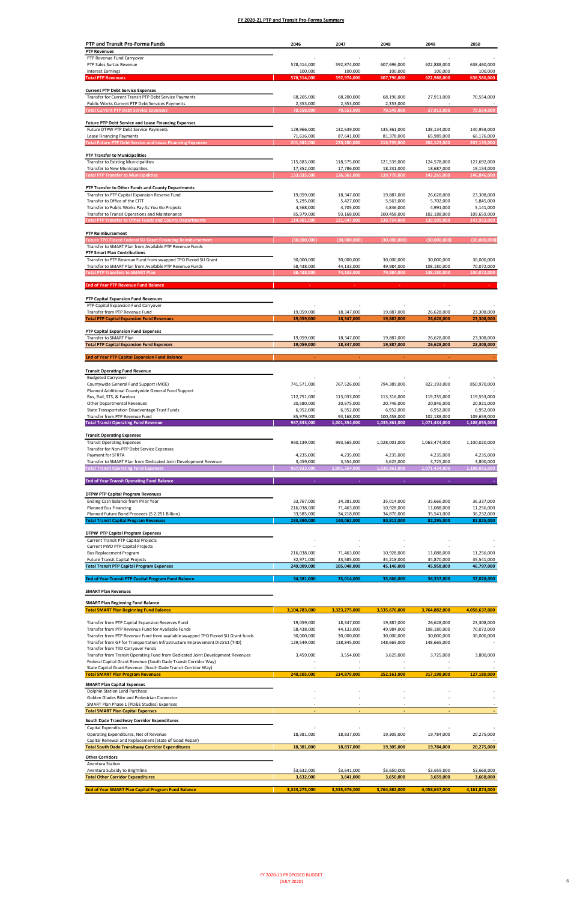# FY 2020-21 PTP and Transit Pro-Forma Summary

| PTP and Transit Pro-Forma Funds | 2046 | 2047 | 2048 | 2049 | 2050 |
|---|---|---|---|---|---|
| **PTP Revenues** | | | | | |
| PTP Revenue Fund Carryover | - | - | - | - | - |
| PTP Sales Surtax Revenue | 578,414,000 | 592,874,000 | 607,696,000 | 622,888,000 | 638,460,000 |
| Interest Earnings | 100,000 | 100,000 | 100,000 | 100,000 | 100,000 |
| **Total PTP Revenues** | **578,514,000** | **592,974,000** | **607,796,000** | **622,988,000** | **638,560,000** |
| | | | | | |
| **Current PTP Debt Service Expenses** | | | | | |
| Transfer for Current Transit PTP Debt Service Payments | 68,205,000 | 68,200,000 | 68,196,000 | 27,911,000 | 70,554,000 |
| Public Works Current PTP Debt Services Payments | 2,353,000 | 2,353,000 | 2,353,000 | - | - |
| **Total Current PTP Debt Service Expenses** | **70,558,000** | **70,553,000** | **70,549,000** | **27,911,000** | **70,554,000** |
| | | | | | |
| **Future PTP Debt Service and Lease Financing Expenses** | | | | | |
| Future DTPW PTP Debt Service Payments | 129,966,000 | 132,639,000 | 135,361,000 | 138,134,000 | 140,959,000 |
| Lease Financing Payments | 71,616,000 | 87,641,000 | 81,378,000 | 65,989,000 | 66,176,000 |
| **Total Future PTP Debt Service and Lease Financing Expenses** | **201,582,000** | **220,280,000** | **216,739,000** | **204,123,000** | **207,135,000** |
| | | | | | |
| **PTP Transfer to Municipalities** | | | | | |
| Transfer to Existing Municipalities | 115,683,000 | 118,575,000 | 121,539,000 | 124,578,000 | 127,692,000 |
| Transfer to New Municipalities | 17,352,000 | 17,786,000 | 18,231,000 | 18,687,000 | 19,154,000 |
| **Total PTP Transfer to Municipalities** | **133,035,000** | **136,361,000** | **139,770,000** | **143,265,000** | **146,846,000** |
| | | | | | |
| **PTP Transfer to Other Funds and County Departments** | | | | | |
| Transfer to PTP Capital Expansion Reserve Fund | 19,059,000 | 18,347,000 | 19,887,000 | 26,628,000 | 23,308,000 |
| Transfer to Office of the CITT | 5,295,000 | 5,427,000 | 5,563,000 | 5,702,000 | 5,845,000 |
| Transfer to Public Works Pay As You Go Projects | 4,568,000 | 4,705,000 | 4,846,000 | 4,991,000 | 5,141,000 |
| Transfer to Transit Operations and Maintenance | 85,979,000 | 93,168,000 | 100,458,000 | 102,188,000 | 109,659,000 |
| **Total PTP Transfer to Other Funds and County Departments** | **114,901,000** | **121,647,000** | **130,754,000** | **139,509,000** | **143,953,000** |
| | | | | | |
| **PTP Reimbursement** | | | | | |
| Future TPO Flexed Federal SU Grant Financing Reimbursement | (30,000,000) | (30,000,000) | (30,000,000) | (30,000,000) | (30,000,000) |
| Transfer to SMART Plan from Available PTP Revenue Funds | | | | | |
| **PTP Smart Plan Contributions** | | | | | |
| Transfer to PTP Revenue Fund from swapped TPO Flexed SU Grant | 30,000,000 | 30,000,000 | 30,000,000 | 30,000,000 | 30,000,000 |
| Transfer to SMART Plan from Available PTP Revenue Funds | 58,438,000 | 44,133,000 | 49,984,000 | 108,180,000 | 70,072,000 |
| **Total PTP Transfers to SMART Plan** | **88,438,000** | **74,133,000** | **79,984,000** | **138,180,000** | **100,072,000** |
| | | | | | |
| **End of Year PTP Revenue Fund Balance** | - | - | - | - | - |
| | | | | | |
| **PTP Capital Expansion Fund Revenues** | | | | | |
| PTP Capital Expansion Fund Carryover | - | - | - | - | - |
| Transfer from PTP Revenue Fund | 19,059,000 | 18,347,000 | 19,887,000 | 26,628,000 | 23,308,000 |
| **Total PTP Capital Expansion Fund Revenues** | **19,059,000** | **18,347,000** | **19,887,000** | **26,628,000** | **23,308,000** |
| | | | | | |
| **PTP Capital Expansion Fund Expenses** | | | | | |
| Transfer to SMART Plan | 19,059,000 | 18,347,000 | 19,887,000 | 26,628,000 | 23,308,000 |
| **Total PTP Capital Expansion Fund Expenses** | **19,059,000** | **18,347,000** | **19,887,000** | **26,628,000** | **23,308,000** |
| | | | | | |
| **End of Year PTP Capital Expansion Fund Balance** | - | - | - | - | - |
| | | | | | |
| **Transit Operating Fund Revenue** | | | | | |
| Budgeted Carryover | - | - | - | - | - |
| Countywide General Fund Support (MOE) | 741,571,000 | 767,526,000 | 794,389,000 | 822,193,000 | 850,970,000 |
| Planned Additional Countywide General Fund Support | - | - | - | - | - |
| Bus, Rail, STS, & Farebox | 112,751,000 | 113,033,000 | 113,316,000 | 119,255,000 | 119,553,000 |
| Other Departmental Revenues | 20,580,000 | 20,675,000 | 20,746,000 | 20,846,000 | 20,921,000 |
| State Transportation Disadvantage Trust Funds | 6,952,000 | 6,952,000 | 6,952,000 | 6,952,000 | 6,952,000 |
| Transfer from PTP Revenue Fund | 85,979,000 | 93,168,000 | 100,458,000 | 102,188,000 | 109,659,000 |
| **Total Transit Operating Fund Revenue** | **967,833,000** | **1,001,354,000** | **1,035,861,000** | **1,071,434,000** | **1,108,055,000** |
| | | | | | |
| **Transit Operating Expenses** | | | | | |
| Transit Operating Expenses | 960,139,000 | 993,565,000 | 1,028,001,000 | 1,063,474,000 | 1,100,020,000 |
| Transfer for Non-PTP Debt Service Expenses | - | - | - | - | - |
| Payment for SFRTA | 4,235,000 | 4,235,000 | 4,235,000 | 4,235,000 | 4,235,000 |
| Transfer to SMART Plan from Dedicated Joint Development Revenue | 3,459,000 | 3,554,000 | 3,625,000 | 3,725,000 | 3,800,000 |
| **Total Transit Operating Fund Expenses** | **967,833,000** | **1,001,354,000** | **1,035,861,000** | **1,071,434,000** | **1,108,055,000** |
| | | | | | |
| **End of Year Transit Operating Fund Balance** | - | - | - | - | - |
| | | | | | |
| **DTPW PTP Capital Program Revenues** | | | | | |
| Ending Cash Balance from Prior Year | 33,767,000 | 34,381,000 | 35,014,000 | 35,666,000 | 36,337,000 |
| Planned Bus Financing | 216,038,000 | 71,463,000 | 10,928,000 | 11,088,000 | 11,256,000 |
| Planned Future Bond Proceeds ($ 2.251 Billion) | 33,585,000 | 34,218,000 | 34,870,000 | 35,541,000 | 36,232,000 |
| **Total Transit Capital Program Revenues** | **283,390,000** | **140,062,000** | **80,812,000** | **82,295,000** | **83,825,000** |
| | | | | | |
| **DTPW PTP Capital Program Expenses** | | | | | |
| Current Transit PTP Capital Projects | - | - | - | - | - |
| Current PWD PTP Capital Projects | - | - | - | - | - |
| Bus Replacement Program | 216,038,000 | 71,463,000 | 10,928,000 | 11,088,000 | 11,256,000 |
| Future Transit Capital Projects | 32,971,000 | 33,585,000 | 34,218,000 | 34,870,000 | 35,541,000 |
| **Total Transit PTP Capital Program Expenses** | **249,009,000** | **105,048,000** | **45,146,000** | **45,958,000** | **46,797,000** |
| | | | | | |
| **End of Year Transit PTP Capital Program Fund Balance** | **34,381,000** | **35,014,000** | **35,666,000** | **36,337,000** | **37,028,000** |
| | | | | | |
| **SMART Plan Revenues** | | | | | |
| | | | | | |
| **SMART Plan Beginning Fund Balance** | | | | | |
| **Total SMART Plan Beginning Fund Balance** | **3,104,783,000** | **3,323,275,000** | **3,535,676,000** | **3,764,882,000** | **4,058,637,000** |
| | | | | | |
| Transfer from PTP Capital Expansion Reserves Fund | 19,059,000 | 18,347,000 | 19,887,000 | 26,628,000 | 23,308,000 |
| Transfer from PTP Revenue Fund for Available Funds | 58,438,000 | 44,133,000 | 49,984,000 | 108,180,000 | 70,072,000 |
| Transfer from PTP Revenue Fund from available swapped TPO Flexed SU Grant funds | 30,000,000 | 30,000,000 | 30,000,000 | 30,000,000 | 30,000,000 |
| Transfer from GF for Transportation Infrastructure Improvement District (TIID) | 129,549,000 | 138,845,000 | 148,665,000 | 148,665,000 | - |
| Transfer from TIID Carryover Funds | | | | | |
| Transfer from Transit Operating Fund from Dedicated Joint Development Revenues | 3,459,000 | 3,554,000 | 3,625,000 | 3,725,000 | 3,800,000 |
| Federal Capital Grant Revenue (South Dade Transit Corridor Way) | - | - | - | - | - |
| State Capital Grant Revenue (South Dade Transit Corridor Way) | - | - | - | - | - |
| **Total SMART Plan Program Revenues** | **240,505,000** | **234,879,000** | **252,161,000** | **317,198,000** | **127,180,000** |
| | | | | | |
| **SMART Plan Capital Expenses** | | | | | |
| Dolphin Station Land Purchase | - | - | - | - | - |
| Golden Glades Bike and Pedestrian Connector | - | - | - | - | - |
| SMART Plan Phase 1 (PD&E Studies) Expenses | - | - | - | - | - |
| **Total SMART Plan Capital Expenses** | - | - | - | - | - |
| | | | | | |
| **South Dade Transitway Corridor Expenditures** | | | | | |
| Capital Expenditures | - | - | - | - | - |
| Operating Expenditures, Net of Revenue | 18,381,000 | 18,837,000 | 19,305,000 | 19,784,000 | 20,275,000 |
| Capital Renewal and Replacement (State of Good Repair) | - | - | - | - | - |
| **Total South Dade Transitway Corridor Expenditures** | **18,381,000** | **18,837,000** | **19,305,000** | **19,784,000** | **20,275,000** |
| | | | | | |
| **Other Corridors** | | | | | |
| Aventura Station | | | | | |
| Aventura Subsidy to Brightline | $3,632,000 | $3,641,000 | $3,650,000 | $3,659,000 | $3,668,000 |
| **Total Other Corridor Expenditures** | **3,632,000** | **3,641,000** | **3,650,000** | **3,659,000** | **3,668,000** |
| | | | | | |
| **End of Year SMART Plan Capital Program Fund Balance** | **3,323,275,000** | **3,535,676,000** | **3,764,882,000** | **4,058,637,000** | **4,161,874,000** |

FY 2020-21 PROPOSED BUDGET
(JULY 2020)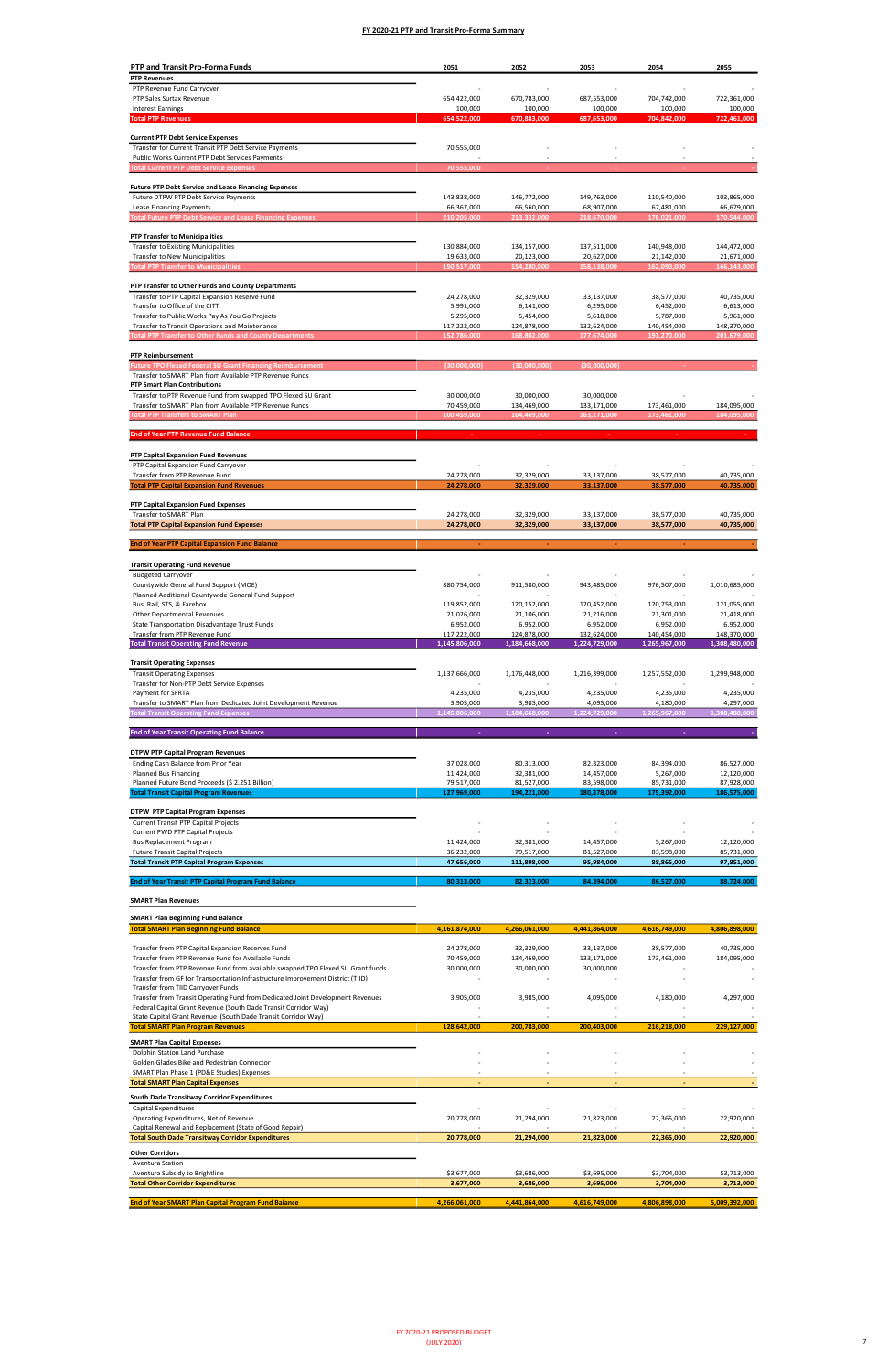## FY 2020-21 PTP and Transit Pro-Forma Summary

| PTP and Transit Pro-Forma Funds | 2051 | 2052 | 2053 | 2054 | 2055 |
|---|---|---|---|---|---|
| **PTP Revenues** | | | | | |
| PTP Revenue Fund Carryover | - | - | - | - | - |
| PTP Sales Surtax Revenue | 654,422,000 | 670,783,000 | 687,553,000 | 704,742,000 | 722,361,000 |
| Interest Earnings | 100,000 | 100,000 | 100,000 | 100,000 | 100,000 |
| **Total PTP Revenues** | 654,522,000 | 670,883,000 | 687,653,000 | 704,842,000 | 722,461,000 |
| | | | | | |
| **Current PTP Debt Service Expenses** | | | | | |
| Transfer for Current Transit PTP Debt Service Payments | 70,555,000 | - | - | - | - |
| Public Works Current PTP Debt Services Payments | - | - | - | - | - |
| **Total Current PTP Debt Service Expenses** | 70,555,000 | - | - | - | - |
| | | | | | |
| **Future PTP Debt Service and Lease Financing Expenses** | | | | | |
| Future DTPW PTP Debt Service Payments | 143,838,000 | 146,772,000 | 149,763,000 | 110,540,000 | 103,865,000 |
| Lease Financing Payments | 66,367,000 | 66,560,000 | 68,907,000 | 67,481,000 | 66,679,000 |
| **Total Future PTP Debt Service and Lease Financing Expenses** | 210,205,000 | 213,332,000 | 218,670,000 | 178,021,000 | 170,544,000 |
| | | | | | |
| **PTP Transfer to Municipalities** | | | | | |
| Transfer to Existing Municipalities | 130,884,000 | 134,157,000 | 137,511,000 | 140,948,000 | 144,472,000 |
| Transfer to New Municipalities | 19,633,000 | 20,123,000 | 20,627,000 | 21,142,000 | 21,671,000 |
| **Total PTP Transfer to Municipalities** | 150,517,000 | 154,280,000 | 158,138,000 | 162,090,000 | 166,143,000 |
| | | | | | |
| **PTP Transfer to Other Funds and County Departments** | | | | | |
| Transfer to PTP Capital Expansion Reserve Fund | 24,278,000 | 32,329,000 | 33,137,000 | 38,577,000 | 40,735,000 |
| Transfer to Office of the CITT | 5,991,000 | 6,141,000 | 6,295,000 | 6,452,000 | 6,613,000 |
| Transfer to Public Works Pay As You Go Projects | 5,295,000 | 5,454,000 | 5,618,000 | 5,787,000 | 5,961,000 |
| Transfer to Transit Operations and Maintenance | 117,222,000 | 124,878,000 | 132,624,000 | 140,454,000 | 148,370,000 |
| **Total PTP Transfer to Other Funds and County Departments** | 152,786,000 | 168,802,000 | 177,674,000 | 191,270,000 | 201,679,000 |
| | | | | | |
| **PTP Reimbursement** | | | | | |
| Future TPO Flexed Federal SU Grant Financing Reimbursement | (30,000,000) | (30,000,000) | (30,000,000) | - | - |
| Transfer to SMART Plan from Available PTP Revenue Funds | | | | | |
| **PTP Smart Plan Contributions** | | | | | |
| Transfer to PTP Revenue Fund from swapped TPO Flexed SU Grant | 30,000,000 | 30,000,000 | 30,000,000 | - | - |
| Transfer to SMART Plan from Available PTP Revenue Funds | 70,459,000 | 134,469,000 | 133,171,000 | 173,461,000 | 184,095,000 |
| **Total PTP Transfers to SMART Plan** | 100,459,000 | 164,469,000 | 163,171,000 | 173,461,000 | 184,095,000 |
| | | | | | |
| **End of Year PTP Revenue Fund Balance** | - | - | - | - | - |
| | | | | | |
| **PTP Capital Expansion Fund Revenues** | | | | | |
| PTP Capital Expansion Fund Carryover | - | - | - | - | - |
| Transfer from PTP Revenue Fund | 24,278,000 | 32,329,000 | 33,137,000 | 38,577,000 | 40,735,000 |
| **Total PTP Capital Expansion Fund Revenues** | 24,278,000 | 32,329,000 | 33,137,000 | 38,577,000 | 40,735,000 |
| | | | | | |
| **PTP Capital Expansion Fund Expenses** | | | | | |
| Transfer to SMART Plan | 24,278,000 | 32,329,000 | 33,137,000 | 38,577,000 | 40,735,000 |
| **Total PTP Capital Expansion Fund Expenses** | 24,278,000 | 32,329,000 | 33,137,000 | 38,577,000 | 40,735,000 |
| | | | | | |
| **End of Year PTP Capital Expansion Fund Balance** | - | - | - | - | - |
| | | | | | |
| **Transit Operating Fund Revenue** | | | | | |
| Budgeted Carryover | - | - | - | - | - |
| Countywide General Fund Support (MOE) | 880,754,000 | 911,580,000 | 943,485,000 | 976,507,000 | 1,010,685,000 |
| Planned Additional Countywide General Fund Support | - | - | - | - | - |
| Bus, Rail, STS, & Farebox | 119,852,000 | 120,152,000 | 120,452,000 | 120,753,000 | 121,055,000 |
| Other Departmental Revenues | 21,026,000 | 21,106,000 | 21,216,000 | 21,301,000 | 21,418,000 |
| State Transportation Disadvantage Trust Funds | 6,952,000 | 6,952,000 | 6,952,000 | 6,952,000 | 6,952,000 |
| Transfer from PTP Revenue Fund | 117,222,000 | 124,878,000 | 132,624,000 | 140,454,000 | 148,370,000 |
| **Total Transit Operating Fund Revenue** | 1,145,806,000 | 1,184,668,000 | 1,224,729,000 | 1,265,967,000 | 1,308,480,000 |
| | | | | | |
| **Transit Operating Expenses** | | | | | |
| Transit Operating Expenses | 1,137,666,000 | 1,176,448,000 | 1,216,399,000 | 1,257,552,000 | 1,299,948,000 |
| Transfer for Non-PTP Debt Service Expenses | - | - | - | - | - |
| Payment for SFRTA | 4,235,000 | 4,235,000 | 4,235,000 | 4,235,000 | 4,235,000 |
| Transfer to SMART Plan from Dedicated Joint Development Revenue | 3,905,000 | 3,985,000 | 4,095,000 | 4,180,000 | 4,297,000 |
| **Total Transit Operating Fund Expenses** | 1,145,806,000 | 1,184,668,000 | 1,224,729,000 | 1,265,967,000 | 1,308,480,000 |
| | | | | | |
| **End of Year Transit Operating Fund Balance** | - | - | - | - | - |
| | | | | | |
| **DTPW PTP Capital Program Revenues** | | | | | |
| Ending Cash Balance from Prior Year | 37,028,000 | 80,313,000 | 82,323,000 | 84,394,000 | 86,527,000 |
| Planned Bus Financing | 11,424,000 | 32,381,000 | 14,457,000 | 5,267,000 | 12,120,000 |
| Planned Future Bond Proceeds ($ 2.251 Billion) | 79,517,000 | 81,527,000 | 83,598,000 | 85,731,000 | 87,928,000 |
| **Total Transit Capital Program Revenues** | 127,969,000 | 194,221,000 | 180,378,000 | 175,392,000 | 186,575,000 |
| | | | | | |
| **DTPW PTP Capital Program Expenses** | | | | | |
| Current Transit PTP Capital Projects | - | - | - | - | - |
| Current PWD PTP Capital Projects | - | - | - | - | - |
| Bus Replacement Program | 11,424,000 | 32,381,000 | 14,457,000 | 5,267,000 | 12,120,000 |
| Future Transit Capital Projects | 36,232,000 | 79,517,000 | 81,527,000 | 83,598,000 | 85,731,000 |
| **Total Transit PTP Capital Program Expenses** | 47,656,000 | 111,898,000 | 95,984,000 | 88,865,000 | 97,851,000 |
| | | | | | |
| **End of Year Transit PTP Capital Program Fund Balance** | 80,313,000 | 82,323,000 | 84,394,000 | 86,527,000 | 88,724,000 |
| | | | | | |
| **SMART Plan Revenues** | | | | | |
| | | | | | |
| **SMART Plan Beginning Fund Balance** | | | | | |
| **Total SMART Plan Beginning Fund Balance** | 4,161,874,000 | 4,266,061,000 | 4,441,864,000 | 4,616,749,000 | 4,806,898,000 |
| | | | | | |
| Transfer from PTP Capital Expansion Reserves Fund | 24,278,000 | 32,329,000 | 33,137,000 | 38,577,000 | 40,735,000 |
| Transfer from PTP Revenue Fund for Available Funds | 70,459,000 | 134,469,000 | 133,171,000 | 173,461,000 | 184,095,000 |
| Transfer from PTP Revenue Fund from available swapped TPO Flexed SU Grant funds | 30,000,000 | 30,000,000 | 30,000,000 | - | - |
| Transfer from GF for Transportation Infrastructure Improvement District (TIID) | - | - | - | - | - |
| Transfer from TIID Carryover Funds | | | | | |
| Transfer from Transit Operating Fund from Dedicated Joint Development Revenues | 3,905,000 | 3,985,000 | 4,095,000 | 4,180,000 | 4,297,000 |
| Federal Capital Grant Revenue (South Dade Transit Corridor Way) | - | - | - | - | - |
| State Capital Grant Revenue (South Dade Transit Corridor Way) | - | - | - | - | - |
| **Total SMART Plan Program Revenues** | 128,642,000 | 200,783,000 | 200,403,000 | 216,218,000 | 229,127,000 |
| | | | | | |
| **SMART Plan Capital Expenses** | | | | | |
| Dolphin Station Land Purchase | - | - | - | - | - |
| Golden Glades Bike and Pedestrian Connector | - | - | - | - | - |
| SMART Plan Phase 1 (PD&E Studies) Expenses | - | - | - | - | - |
| **Total SMART Plan Capital Expenses** | - | - | - | - | - |
| | | | | | |
| **South Dade Transitway Corridor Expenditures** | | | | | |
| Capital Expenditures | - | - | - | - | - |
| Operating Expenditures, Net of Revenue | 20,778,000 | 21,294,000 | 21,823,000 | 22,365,000 | 22,920,000 |
| Capital Renewal and Replacement (State of Good Repair) | - | - | - | - | - |
| **Total South Dade Transitway Corridor Expenditures** | 20,778,000 | 21,294,000 | 21,823,000 | 22,365,000 | 22,920,000 |
| | | | | | |
| **Other Corridors** | | | | | |
| Aventura Station | - | - | - | - | - |
| Aventura Subsidy to Brightline | $3,677,000 | $3,686,000 | $3,695,000 | $3,704,000 | $3,713,000 |
| **Total Other Corridor Expenditures** | 3,677,000 | 3,686,000 | 3,695,000 | 3,704,000 | 3,713,000 |
| | | | | | |
| **End of Year SMART Plan Capital Program Fund Balance** | 4,266,061,000 | 4,441,864,000 | 4,616,749,000 | 4,806,898,000 | 5,009,392,000 |

FY 2020-21 PROPOSED BUDGET
(JULY 2020)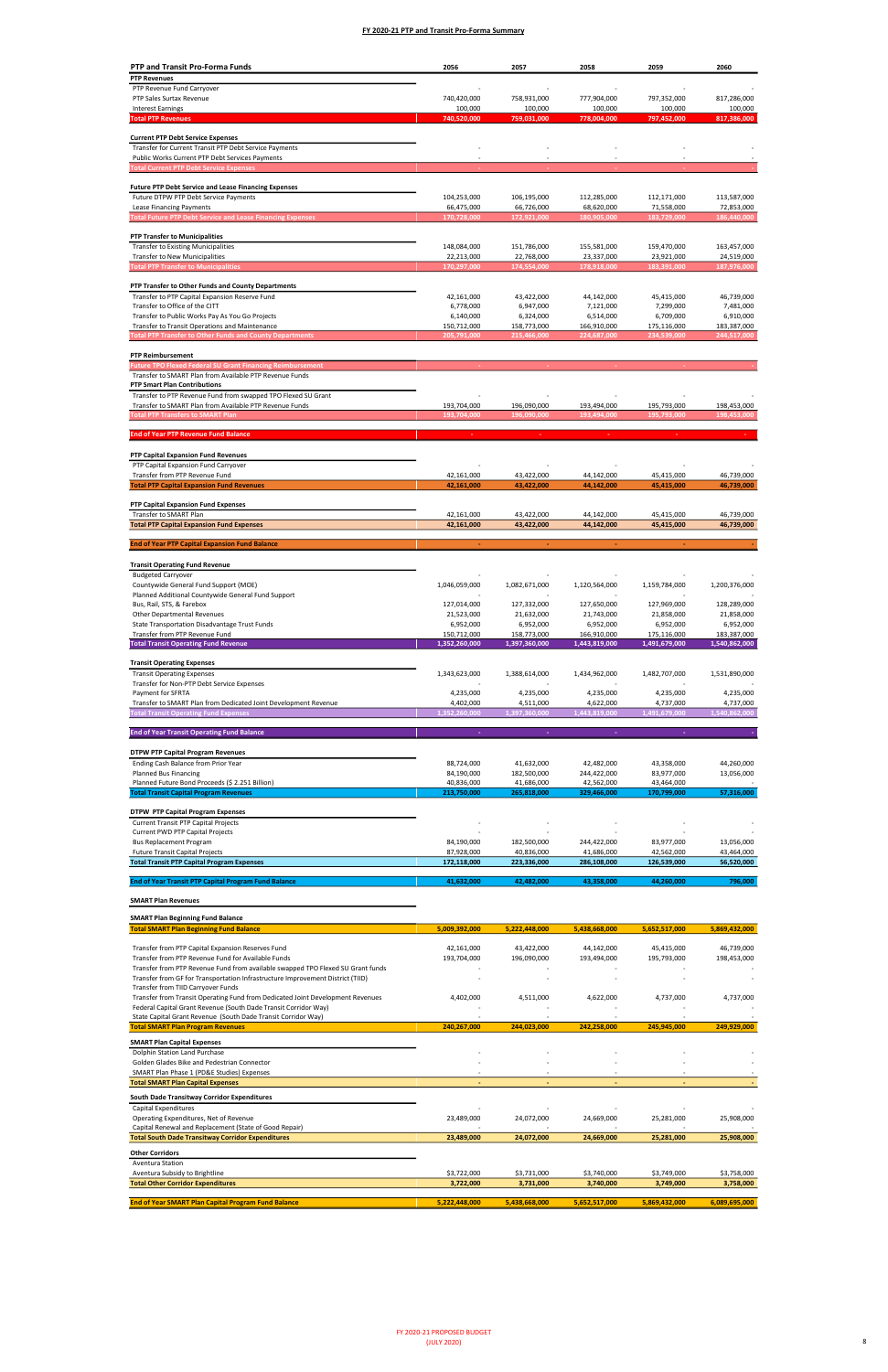# FY 2020-21 PTP and Transit Pro-Forma Summary

| PTP and Transit Pro-Forma Funds | 2056 | 2057 | 2058 | 2059 | 2060 |
|---|---|---|---|---|---|
| **PTP Revenues** | | | | | |
| PTP Revenue Fund Carryover | - | - | - | - | - |
| PTP Sales Surtax Revenue | 740,420,000 | 758,931,000 | 777,904,000 | 797,352,000 | 817,286,000 |
| Interest Earnings | 100,000 | 100,000 | 100,000 | 100,000 | 100,000 |
| **Total PTP Revenues** | **740,520,000** | **759,031,000** | **778,004,000** | **797,452,000** | **817,386,000** |
| | | | | | |
| **Current PTP Debt Service Expenses** | | | | | |
| Transfer for Current Transit PTP Debt Service Payments | - | - | - | - | - |
| Public Works Current PTP Debt Services Payments | - | - | - | - | - |
| Total Current PTP Debt Service Expenses | - | - | - | - | - |
| | | | | | |
| **Future PTP Debt Service and Lease Financing Expenses** | | | | | |
| Future DTPW PTP Debt Service Payments | 104,253,000 | 106,195,000 | 112,285,000 | 112,171,000 | 113,587,000 |
| Lease Financing Payments | 66,475,000 | 66,726,000 | 68,620,000 | 71,558,000 | 72,853,000 |
| Total Future PTP Debt Service and Lease Financing Expenses | 170,728,000 | 172,921,000 | 180,905,000 | 183,729,000 | 186,440,000 |
| | | | | | |
| **PTP Transfer to Municipalities** | | | | | |
| Transfer to Existing Municipalities | 148,084,000 | 151,786,000 | 155,581,000 | 159,470,000 | 163,457,000 |
| Transfer to New Municipalities | 22,213,000 | 22,768,000 | 23,337,000 | 23,921,000 | 24,519,000 |
| Total PTP Transfer to Municipalities | 170,297,000 | 174,554,000 | 178,918,000 | 183,391,000 | 187,976,000 |
| | | | | | |
| **PTP Transfer to Other Funds and County Departments** | | | | | |
| Transfer to PTP Capital Expansion Reserve Fund | 42,161,000 | 43,422,000 | 44,142,000 | 45,415,000 | 46,739,000 |
| Transfer to Office of the CITT | 6,778,000 | 6,947,000 | 7,121,000 | 7,299,000 | 7,481,000 |
| Transfer to Public Works Pay As You Go Projects | 6,140,000 | 6,324,000 | 6,514,000 | 6,709,000 | 6,910,000 |
| Transfer to Transit Operations and Maintenance | 150,712,000 | 158,773,000 | 166,910,000 | 175,116,000 | 183,387,000 |
| Total PTP Transfer to Other Funds and County Departments | 205,791,000 | 215,466,000 | 224,687,000 | 234,539,000 | 244,517,000 |
| | | | | | |
| **PTP Reimbursement** | | | | | |
| Future TPO Flexed Federal SU Grant Financing Reimbursement | - | - | - | - | - |
| Transfer to SMART Plan from Available PTP Revenue Funds | | | | | |
| **PTP Smart Plan Contributions** | | | | | |
| Transfer to PTP Revenue Fund from swapped TPO Flexed SU Grant | - | - | - | - | - |
| Transfer to SMART Plan from Available PTP Revenue Funds | 193,704,000 | 196,090,000 | 193,494,000 | 195,793,000 | 198,453,000 |
| Total PTP Transfers to SMART Plan | 193,704,000 | 196,090,000 | 193,494,000 | 195,793,000 | 198,453,000 |
| | | | | | |
| **End of Year PTP Revenue Fund Balance** | - | - | - | - | - |
| | | | | | |
| **PTP Capital Expansion Fund Revenues** | | | | | |
| PTP Capital Expansion Fund Carryover | - | - | - | - | - |
| Transfer from PTP Revenue Fund | 42,161,000 | 43,422,000 | 44,142,000 | 45,415,000 | 46,739,000 |
| **Total PTP Capital Expansion Fund Revenues** | **42,161,000** | **43,422,000** | **44,142,000** | **45,415,000** | **46,739,000** |
| | | | | | |
| **PTP Capital Expansion Fund Expenses** | | | | | |
| Transfer to SMART Plan | 42,161,000 | 43,422,000 | 44,142,000 | 45,415,000 | 46,739,000 |
| **Total PTP Capital Expansion Fund Expenses** | **42,161,000** | **43,422,000** | **44,142,000** | **45,415,000** | **46,739,000** |
| | | | | | |
| **End of Year PTP Capital Expansion Fund Balance** | - | - | - | - | - |
| | | | | | |
| **Transit Operating Fund Revenue** | | | | | |
| Budgeted Carryover | - | - | - | - | - |
| Countywide General Fund Support (MOE) | 1,046,059,000 | 1,082,671,000 | 1,120,564,000 | 1,159,784,000 | 1,200,376,000 |
| Planned Additional Countywide General Fund Support | - | - | - | - | - |
| Bus, Rail, STS, & Farebox | 127,014,000 | 127,332,000 | 127,650,000 | 127,969,000 | 128,289,000 |
| Other Departmental Revenues | 21,523,000 | 21,632,000 | 21,743,000 | 21,858,000 | 21,858,000 |
| State Transportation Disadvantage Trust Funds | 6,952,000 | 6,952,000 | 6,952,000 | 6,952,000 | 6,952,000 |
| Transfer from PTP Revenue Fund | 150,712,000 | 158,773,000 | 166,910,000 | 175,116,000 | 183,387,000 |
| **Total Transit Operating Fund Revenue** | **1,352,260,000** | **1,397,360,000** | **1,443,819,000** | **1,491,679,000** | **1,540,862,000** |
| | | | | | |
| **Transit Operating Expenses** | | | | | |
| Transit Operating Expenses | 1,343,623,000 | 1,388,614,000 | 1,434,962,000 | 1,482,707,000 | 1,531,890,000 |
| Transfer for Non-PTP Debt Service Expenses | - | - | - | - | - |
| Payment for SFRTA | 4,235,000 | 4,235,000 | 4,235,000 | 4,235,000 | 4,235,000 |
| Transfer to SMART Plan from Dedicated Joint Development Revenue | 4,402,000 | 4,511,000 | 4,622,000 | 4,737,000 | 4,737,000 |
| Total Transit Operating Fund Expenses | 1,352,260,000 | 1,397,360,000 | 1,443,819,000 | 1,491,679,000 | 1,540,862,000 |
| | | | | | |
| **End of Year Transit Operating Fund Balance** | - | - | - | - | - |
| | | | | | |
| **DTPW PTP Capital Program Revenues** | | | | | |
| Ending Cash Balance from Prior Year | 88,724,000 | 41,632,000 | 42,482,000 | 43,358,000 | 44,260,000 |
| Planned Bus Financing | 84,190,000 | 182,500,000 | 244,422,000 | 83,977,000 | 13,056,000 |
| Planned Future Bond Proceeds ($ 2.251 Billion) | 40,836,000 | 41,686,000 | 42,562,000 | 43,464,000 | - |
| **Total Transit Capital Program Revenues** | **213,750,000** | **265,818,000** | **329,466,000** | **170,799,000** | **57,316,000** |
| | | | | | |
| **DTPW PTP Capital Program Expenses** | | | | | |
| Current Transit PTP Capital Projects | - | - | - | - | - |
| Current PWD PTP Capital Projects | - | - | - | - | - |
| Bus Replacement Program | 84,190,000 | 182,500,000 | 244,422,000 | 83,977,000 | 13,056,000 |
| Future Transit Capital Projects | 87,928,000 | 40,836,000 | 41,686,000 | 42,562,000 | 43,464,000 |
| **Total Transit PTP Capital Program Expenses** | **172,118,000** | **223,336,000** | **286,108,000** | **126,539,000** | **56,520,000** |
| | | | | | |
| **End of Year Transit PTP Capital Program Fund Balance** | **41,632,000** | **42,482,000** | **43,358,000** | **44,260,000** | **796,000** |
| | | | | | |
| **SMART Plan Revenues** | | | | | |
| | | | | | |
| **SMART Plan Beginning Fund Balance** | | | | | |
| **Total SMART Plan Beginning Fund Balance** | **5,009,392,000** | **5,222,448,000** | **5,438,668,000** | **5,652,517,000** | **5,869,432,000** |
| | | | | | |
| Transfer from PTP Capital Expansion Reserves Fund | 42,161,000 | 43,422,000 | 44,142,000 | 45,415,000 | 46,739,000 |
| Transfer from PTP Revenue Fund for Available Funds | 193,704,000 | 196,090,000 | 193,494,000 | 195,793,000 | 198,453,000 |
| Transfer from PTP Revenue Fund from available swapped TPO Flexed SU Grant funds | - | - | - | - | - |
| Transfer from GF for Transportation Infrastructure Improvement District (TIID) | - | - | - | - | - |
| Transfer from TIID Carryover Funds | | | | | |
| Transfer from Transit Operating Fund from Dedicated Joint Development Revenues | 4,402,000 | 4,511,000 | 4,622,000 | 4,737,000 | 4,737,000 |
| Federal Capital Grant Revenue (South Dade Transit Corridor Way) | - | - | - | - | - |
| State Capital Grant Revenue (South Dade Transit Corridor Way) | - | - | - | - | - |
| **Total SMART Plan Program Revenues** | **240,267,000** | **244,023,000** | **242,258,000** | **245,945,000** | **249,929,000** |
| | | | | | |
| **SMART Plan Capital Expenses** | | | | | |
| Dolphin Station Land Purchase | - | - | - | - | - |
| Golden Glades Bike and Pedestrian Connector | - | - | - | - | - |
| SMART Plan Phase 1 (PD&E Studies) Expenses | - | - | - | - | - |
| **Total SMART Plan Capital Expenses** | - | - | - | - | - |
| | | | | | |
| **South Dade Transitway Corridor Expenditures** | | | | | |
| Capital Expenditures | - | - | - | - | - |
| Operating Expenditures, Net of Revenue | 23,489,000 | 24,072,000 | 24,669,000 | 25,281,000 | 25,908,000 |
| Capital Renewal and Replacement (State of Good Repair) | - | - | - | - | - |
| **Total South Dade Transitway Corridor Expenditures** | **23,489,000** | **24,072,000** | **24,669,000** | **25,281,000** | **25,908,000** |
| | | | | | |
| **Other Corridors** | | | | | |
| Aventura Station | | | | | |
| Aventura Subsidy to Brightline | $3,722,000 | $3,731,000 | $3,740,000 | $3,749,000 | $3,758,000 |
| **Total Other Corridor Expenditures** | **3,722,000** | **3,731,000** | **3,740,000** | **3,749,000** | **3,758,000** |
| | | | | | |
| **End of Year SMART Plan Capital Program Fund Balance** | **5,222,448,000** | **5,438,668,000** | **5,652,517,000** | **5,869,432,000** | **6,089,695,000** |

FY 2020-21 PROPOSED BUDGET
(JULY 2020)